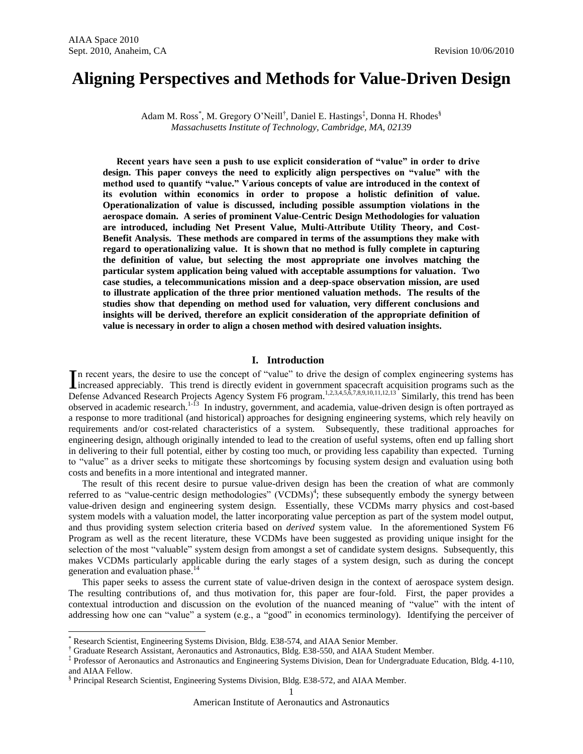# Aligning Perspectives and Methods for Value-Driven Design

Adam M. Ross[*], M. Gregory O'Neill[†], Daniel E. Hastings[‡], Donna H. Rhodes[§]
*Massachusetts Institute of Technology, Cambridge, MA, 02139*

**Recent years have seen a push to use explicit consideration of "value" in order to drive design. This paper conveys the need to explicitly align perspectives on "value" with the method used to quantify "value." Various concepts of value are introduced in the context of its evolution within economics in order to propose a holistic definition of value. Operationalization of value is discussed, including possible assumption violations in the aerospace domain. A series of prominent Value-Centric Design Methodologies for valuation are introduced, including Net Present Value, Multi-Attribute Utility Theory, and Cost-Benefit Analysis. These methods are compared in terms of the assumptions they make with regard to operationalizing value. It is shown that no method is fully complete in capturing the definition of value, but selecting the most appropriate one involves matching the particular system application being valued with acceptable assumptions for valuation. Two case studies, a telecommunications mission and a deep-space observation mission, are used to illustrate application of the three prior mentioned valuation methods. The results of the studies show that depending on method used for valuation, very different conclusions and insights will be derived, therefore an explicit consideration of the appropriate definition of value is necessary in order to align a chosen method with desired valuation insights.**

## I. Introduction

In recent years, the desire to use the concept of "value" to drive the design of complex engineering systems has increased appreciably. This trend is directly evident in government spacecraft acquisition programs such as the Defense Advanced Research Projects Agency System F6 program.[1,2,3,4,5,6,7,8,9,10,11,12,13] Similarly, this trend has been observed in academic research.[1-13] In industry, government, and academia, value-driven design is often portrayed as a response to more traditional (and historical) approaches for designing engineering systems, which rely heavily on requirements and/or cost-related characteristics of a system. Subsequently, these traditional approaches for engineering design, although originally intended to lead to the creation of useful systems, often end up falling short in delivering to their full potential, either by costing too much, or providing less capability than expected. Turning to "value" as a driver seeks to mitigate these shortcomings by focusing system design and evaluation using both costs and benefits in a more intentional and integrated manner.

The result of this recent desire to pursue value-driven design has been the creation of what are commonly referred to as "value-centric design methodologies" (VCDMs)[4]; these subsequently embody the synergy between value-driven design and engineering system design. Essentially, these VCDMs marry physics and cost-based system models with a valuation model, the latter incorporating value perception as part of the system model output, and thus providing system selection criteria based on *derived* system value. In the aforementioned System F6 Program as well as the recent literature, these VCDMs have been suggested as providing unique insight for the selection of the most "valuable" system design from amongst a set of candidate system designs. Subsequently, this makes VCDMs particularly applicable during the early stages of a system design, such as during the concept generation and evaluation phase.[14]

This paper seeks to assess the current state of value-driven design in the context of aerospace system design. The resulting contributions of, and thus motivation for, this paper are four-fold. First, the paper provides a contextual introduction and discussion on the evolution of the nuanced meaning of "value" with the intent of addressing how one can "value" a system (e.g., a "good" in economics terminology). Identifying the perceiver of

---

[*] Research Scientist, Engineering Systems Division, Bldg. E38-574, and AIAA Senior Member.

[†] Graduate Research Assistant, Aeronautics and Astronautics, Bldg. E38-550, and AIAA Student Member.

[‡] Professor of Aeronautics and Astronautics and Engineering Systems Division, Dean for Undergraduate Education, Bldg. 4-110, and AIAA Fellow.

[§] Principal Research Scientist, Engineering Systems Division, Bldg. E38-572, and AIAA Member.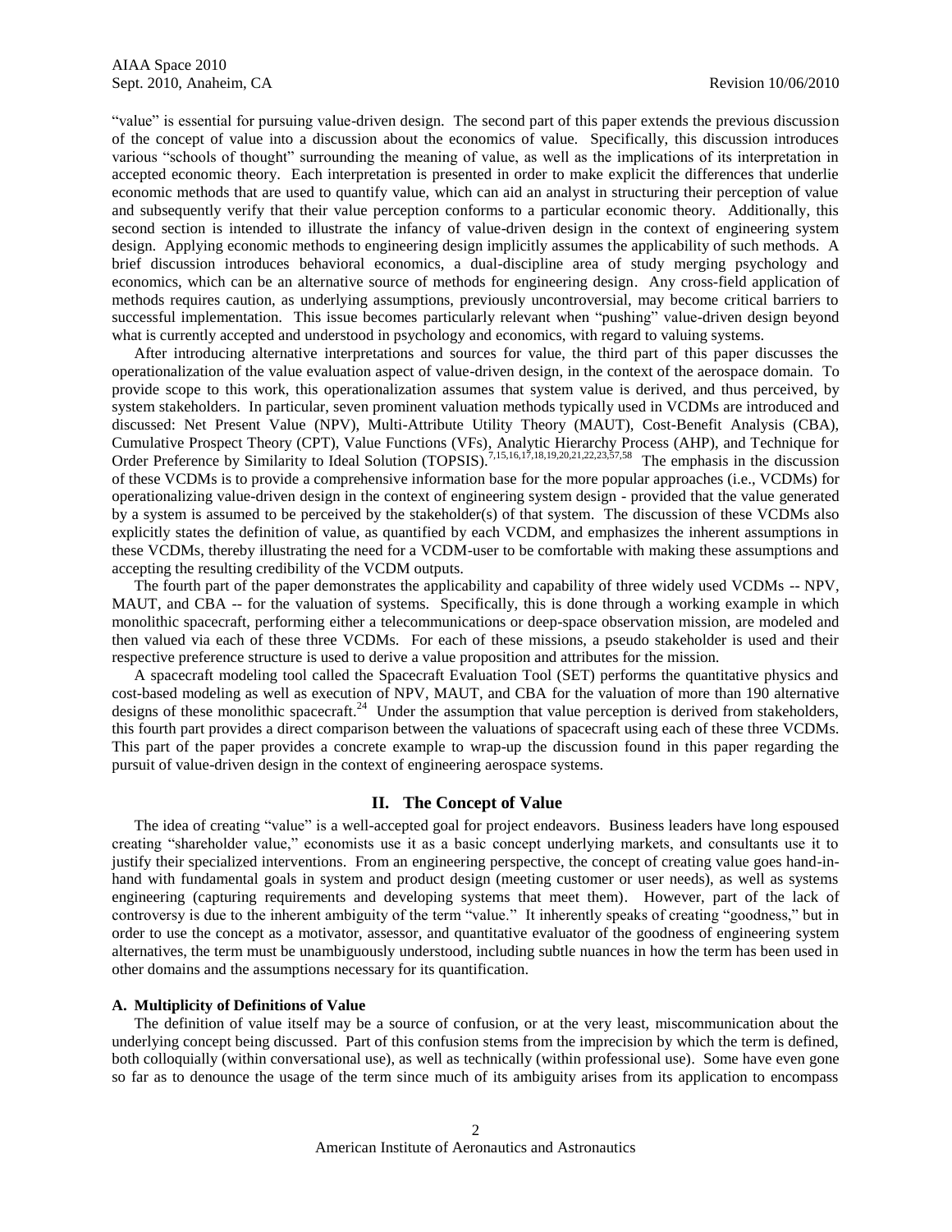"value" is essential for pursuing value-driven design. The second part of this paper extends the previous discussion of the concept of value into a discussion about the economics of value. Specifically, this discussion introduces various "schools of thought" surrounding the meaning of value, as well as the implications of its interpretation in accepted economic theory. Each interpretation is presented in order to make explicit the differences that underlie economic methods that are used to quantify value, which can aid an analyst in structuring their perception of value and subsequently verify that their value perception conforms to a particular economic theory. Additionally, this second section is intended to illustrate the infancy of value-driven design in the context of engineering system design. Applying economic methods to engineering design implicitly assumes the applicability of such methods. A brief discussion introduces behavioral economics, a dual-discipline area of study merging psychology and economics, which can be an alternative source of methods for engineering design. Any cross-field application of methods requires caution, as underlying assumptions, previously uncontroversial, may become critical barriers to successful implementation. This issue becomes particularly relevant when "pushing" value-driven design beyond what is currently accepted and understood in psychology and economics, with regard to valuing systems.

After introducing alternative interpretations and sources for value, the third part of this paper discusses the operationalization of the value evaluation aspect of value-driven design, in the context of the aerospace domain. To provide scope to this work, this operationalization assumes that system value is derived, and thus perceived, by system stakeholders. In particular, seven prominent valuation methods typically used in VCDMs are introduced and discussed: Net Present Value (NPV), Multi-Attribute Utility Theory (MAUT), Cost-Benefit Analysis (CBA), Cumulative Prospect Theory (CPT), Value Functions (VFs), Analytic Hierarchy Process (AHP), and Technique for Order Preference by Similarity to Ideal Solution (TOPSIS).[7,15,16,17,18,19,20,21,22,23,57,58] The emphasis in the discussion of these VCDMs is to provide a comprehensive information base for the more popular approaches (i.e., VCDMs) for operationalizing value-driven design in the context of engineering system design - provided that the value generated by a system is assumed to be perceived by the stakeholder(s) of that system. The discussion of these VCDMs also explicitly states the definition of value, as quantified by each VCDM, and emphasizes the inherent assumptions in these VCDMs, thereby illustrating the need for a VCDM-user to be comfortable with making these assumptions and accepting the resulting credibility of the VCDM outputs.

The fourth part of the paper demonstrates the applicability and capability of three widely used VCDMs -- NPV, MAUT, and CBA -- for the valuation of systems. Specifically, this is done through a working example in which monolithic spacecraft, performing either a telecommunications or deep-space observation mission, are modeled and then valued via each of these three VCDMs. For each of these missions, a pseudo stakeholder is used and their respective preference structure is used to derive a value proposition and attributes for the mission.

A spacecraft modeling tool called the Spacecraft Evaluation Tool (SET) performs the quantitative physics and cost-based modeling as well as execution of NPV, MAUT, and CBA for the valuation of more than 190 alternative designs of these monolithic spacecraft.[24] Under the assumption that value perception is derived from stakeholders, this fourth part provides a direct comparison between the valuations of spacecraft using each of these three VCDMs. This part of the paper provides a concrete example to wrap-up the discussion found in this paper regarding the pursuit of value-driven design in the context of engineering aerospace systems.

## II. The Concept of Value

The idea of creating "value" is a well-accepted goal for project endeavors. Business leaders have long espoused creating "shareholder value," economists use it as a basic concept underlying markets, and consultants use it to justify their specialized interventions. From an engineering perspective, the concept of creating value goes hand-in-hand with fundamental goals in system and product design (meeting customer or user needs), as well as systems engineering (capturing requirements and developing systems that meet them). However, part of the lack of controversy is due to the inherent ambiguity of the term "value." It inherently speaks of creating "goodness," but in order to use the concept as a motivator, assessor, and quantitative evaluator of the goodness of engineering system alternatives, the term must be unambiguously understood, including subtle nuances in how the term has been used in other domains and the assumptions necessary for its quantification.

### A. Multiplicity of Definitions of Value

The definition of value itself may be a source of confusion, or at the very least, miscommunication about the underlying concept being discussed. Part of this confusion stems from the imprecision by which the term is defined, both colloquially (within conversational use), as well as technically (within professional use). Some have even gone so far as to denounce the usage of the term since much of its ambiguity arises from its application to encompass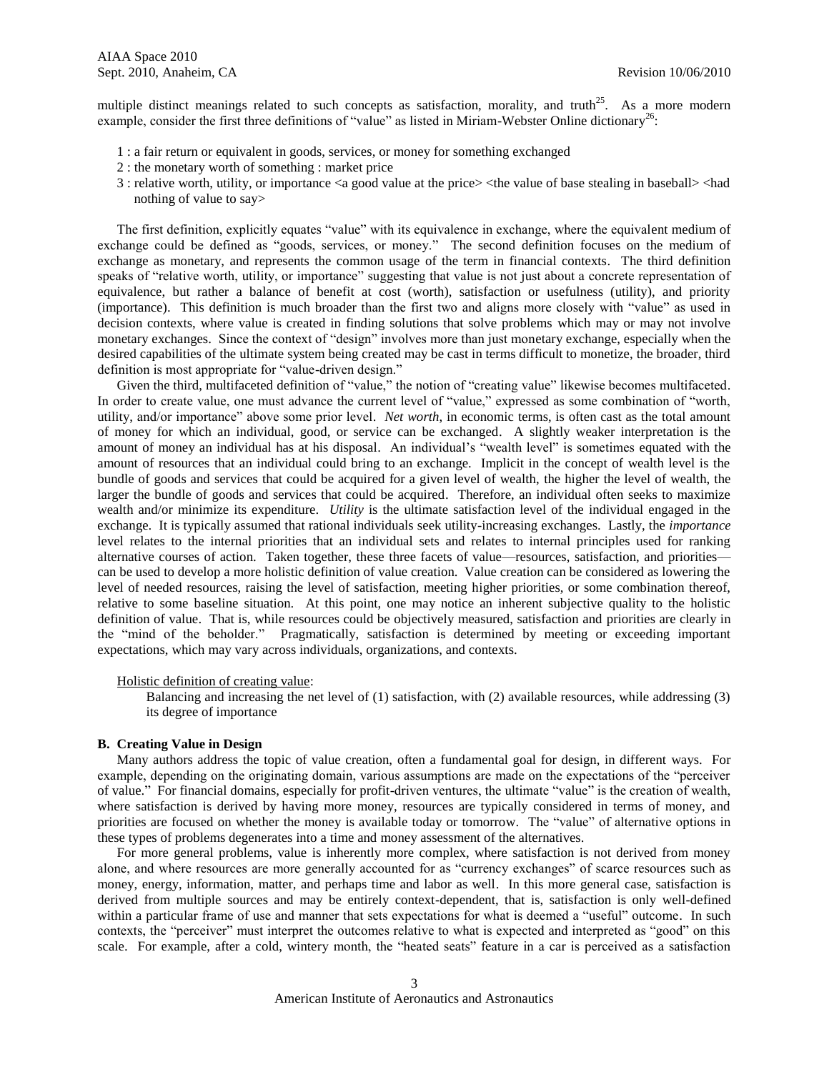multiple distinct meanings related to such concepts as satisfaction, morality, and truth[25]. As a more modern example, consider the first three definitions of "value" as listed in Miriam-Webster Online dictionary[26]:

1 : a fair return or equivalent in goods, services, or money for something exchanged
2 : the monetary worth of something : market price
3 : relative worth, utility, or importance <a good value at the price> <the value of base stealing in baseball> <had nothing of value to say>

The first definition, explicitly equates "value" with its equivalence in exchange, where the equivalent medium of exchange could be defined as "goods, services, or money." The second definition focuses on the medium of exchange as monetary, and represents the common usage of the term in financial contexts. The third definition speaks of "relative worth, utility, or importance" suggesting that value is not just about a concrete representation of equivalence, but rather a balance of benefit at cost (worth), satisfaction or usefulness (utility), and priority (importance). This definition is much broader than the first two and aligns more closely with "value" as used in decision contexts, where value is created in finding solutions that solve problems which may or may not involve monetary exchanges. Since the context of "design" involves more than just monetary exchange, especially when the desired capabilities of the ultimate system being created may be cast in terms difficult to monetize, the broader, third definition is most appropriate for "value-driven design."

Given the third, multifaceted definition of "value," the notion of "creating value" likewise becomes multifaceted. In order to create value, one must advance the current level of "value," expressed as some combination of "worth, utility, and/or importance" above some prior level. *Net worth*, in economic terms, is often cast as the total amount of money for which an individual, good, or service can be exchanged. A slightly weaker interpretation is the amount of money an individual has at his disposal. An individual's "wealth level" is sometimes equated with the amount of resources that an individual could bring to an exchange. Implicit in the concept of wealth level is the bundle of goods and services that could be acquired for a given level of wealth, the higher the level of wealth, the larger the bundle of goods and services that could be acquired. Therefore, an individual often seeks to maximize wealth and/or minimize its expenditure. *Utility* is the ultimate satisfaction level of the individual engaged in the exchange. It is typically assumed that rational individuals seek utility-increasing exchanges. Lastly, the *importance* level relates to the internal priorities that an individual sets and relates to internal principles used for ranking alternative courses of action. Taken together, these three facets of value—resources, satisfaction, and priorities—can be used to develop a more holistic definition of value creation. Value creation can be considered as lowering the level of needed resources, raising the level of satisfaction, meeting higher priorities, or some combination thereof, relative to some baseline situation. At this point, one may notice an inherent subjective quality to the holistic definition of value. That is, while resources could be objectively measured, satisfaction and priorities are clearly in the "mind of the beholder." Pragmatically, satisfaction is determined by meeting or exceeding important expectations, which may vary across individuals, organizations, and contexts.

<u>Holistic definition of creating value</u>:

> Balancing and increasing the net level of (1) satisfaction, with (2) available resources, while addressing (3) its degree of importance

### B. Creating Value in Design

Many authors address the topic of value creation, often a fundamental goal for design, in different ways. For example, depending on the originating domain, various assumptions are made on the expectations of the "perceiver of value." For financial domains, especially for profit-driven ventures, the ultimate "value" is the creation of wealth, where satisfaction is derived by having more money, resources are typically considered in terms of money, and priorities are focused on whether the money is available today or tomorrow. The "value" of alternative options in these types of problems degenerates into a time and money assessment of the alternatives.

For more general problems, value is inherently more complex, where satisfaction is not derived from money alone, and where resources are more generally accounted for as "currency exchanges" of scarce resources such as money, energy, information, matter, and perhaps time and labor as well. In this more general case, satisfaction is derived from multiple sources and may be entirely context-dependent, that is, satisfaction is only well-defined within a particular frame of use and manner that sets expectations for what is deemed a "useful" outcome. In such contexts, the "perceiver" must interpret the outcomes relative to what is expected and interpreted as "good" on this scale. For example, after a cold, wintery month, the "heated seats" feature in a car is perceived as a satisfaction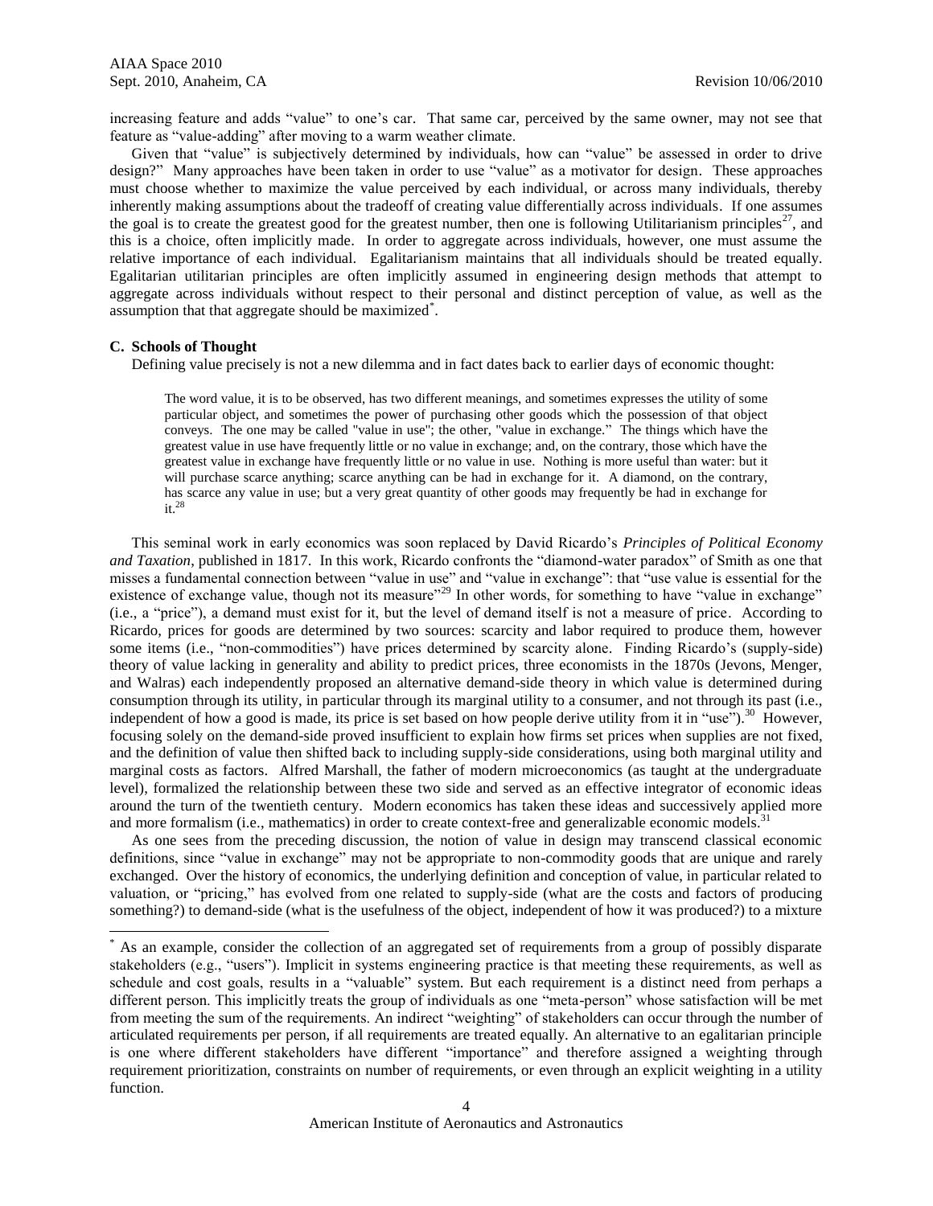increasing feature and adds "value" to one's car. That same car, perceived by the same owner, may not see that feature as "value-adding" after moving to a warm weather climate.

Given that "value" is subjectively determined by individuals, how can "value" be assessed in order to drive design?" Many approaches have been taken in order to use "value" as a motivator for design. These approaches must choose whether to maximize the value perceived by each individual, or across many individuals, thereby inherently making assumptions about the tradeoff of creating value differentially across individuals. If one assumes the goal is to create the greatest good for the greatest number, then one is following Utilitarianism principles[27], and this is a choice, often implicitly made. In order to aggregate across individuals, however, one must assume the relative importance of each individual. Egalitarianism maintains that all individuals should be treated equally. Egalitarian utilitarian principles are often implicitly assumed in engineering design methods that attempt to aggregate across individuals without respect to their personal and distinct perception of value, as well as the assumption that that aggregate should be maximized[*].

### C. Schools of Thought

Defining value precisely is not a new dilemma and in fact dates back to earlier days of economic thought:

> The word value, it is to be observed, has two different meanings, and sometimes expresses the utility of some particular object, and sometimes the power of purchasing other goods which the possession of that object conveys. The one may be called "value in use"; the other, "value in exchange." The things which have the greatest value in use have frequently little or no value in exchange; and, on the contrary, those which have the greatest value in exchange have frequently little or no value in use. Nothing is more useful than water: but it will purchase scarce anything; scarce anything can be had in exchange for it. A diamond, on the contrary, has scarce any value in use; but a very great quantity of other goods may frequently be had in exchange for it.[28]

This seminal work in early economics was soon replaced by David Ricardo's *Principles of Political Economy and Taxation*, published in 1817. In this work, Ricardo confronts the "diamond-water paradox" of Smith as one that misses a fundamental connection between "value in use" and "value in exchange": that "use value is essential for the existence of exchange value, though not its measure"[29] In other words, for something to have "value in exchange" (i.e., a "price"), a demand must exist for it, but the level of demand itself is not a measure of price. According to Ricardo, prices for goods are determined by two sources: scarcity and labor required to produce them, however some items (i.e., "non-commodities") have prices determined by scarcity alone. Finding Ricardo's (supply-side) theory of value lacking in generality and ability to predict prices, three economists in the 1870s (Jevons, Menger, and Walras) each independently proposed an alternative demand-side theory in which value is determined during consumption through its utility, in particular through its marginal utility to a consumer, and not through its past (i.e., independent of how a good is made, its price is set based on how people derive utility from it in "use").[30] However, focusing solely on the demand-side proved insufficient to explain how firms set prices when supplies are not fixed, and the definition of value then shifted back to including supply-side considerations, using both marginal utility and marginal costs as factors. Alfred Marshall, the father of modern microeconomics (as taught at the undergraduate level), formalized the relationship between these two side and served as an effective integrator of economic ideas around the turn of the twentieth century. Modern economics has taken these ideas and successively applied more and more formalism (i.e., mathematics) in order to create context-free and generalizable economic models.[31]

As one sees from the preceding discussion, the notion of value in design may transcend classical economic definitions, since "value in exchange" may not be appropriate to non-commodity goods that are unique and rarely exchanged. Over the history of economics, the underlying definition and conception of value, in particular related to valuation, or "pricing," has evolved from one related to supply-side (what are the costs and factors of producing something?) to demand-side (what is the usefulness of the object, independent of how it was produced?) to a mixture

---

[*] As an example, consider the collection of an aggregated set of requirements from a group of possibly disparate stakeholders (e.g., "users"). Implicit in systems engineering practice is that meeting these requirements, as well as schedule and cost goals, results in a "valuable" system. But each requirement is a distinct need from perhaps a different person. This implicitly treats the group of individuals as one "meta-person" whose satisfaction will be met from meeting the sum of the requirements. An indirect "weighting" of stakeholders can occur through the number of articulated requirements per person, if all requirements are treated equally. An alternative to an egalitarian principle is one where different stakeholders have different "importance" and therefore assigned a weighting through requirement prioritization, constraints on number of requirements, or even through an explicit weighting in a utility function.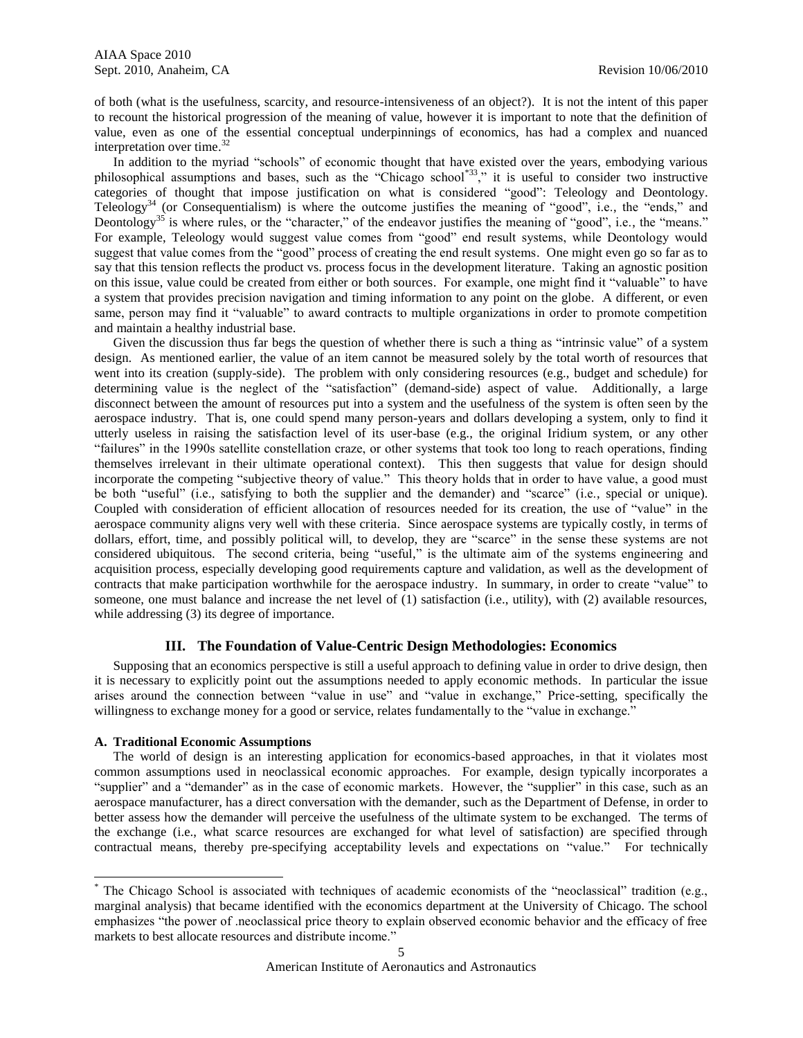of both (what is the usefulness, scarcity, and resource-intensiveness of an object?). It is not the intent of this paper to recount the historical progression of the meaning of value, however it is important to note that the definition of value, even as one of the essential conceptual underpinnings of economics, has had a complex and nuanced interpretation over time.[32]

In addition to the myriad "schools" of economic thought that have existed over the years, embodying various philosophical assumptions and bases, such as the "Chicago school[*33]," it is useful to consider two instructive categories of thought that impose justification on what is considered "good": Teleology and Deontology. Teleology[34] (or Consequentialism) is where the outcome justifies the meaning of "good", i.e., the "ends," and Deontology[35] is where rules, or the "character," of the endeavor justifies the meaning of "good", i.e., the "means." For example, Teleology would suggest value comes from "good" end result systems, while Deontology would suggest that value comes from the "good" process of creating the end result systems. One might even go so far as to say that this tension reflects the product vs. process focus in the development literature. Taking an agnostic position on this issue, value could be created from either or both sources. For example, one might find it "valuable" to have a system that provides precision navigation and timing information to any point on the globe. A different, or even same, person may find it "valuable" to award contracts to multiple organizations in order to promote competition and maintain a healthy industrial base.

Given the discussion thus far begs the question of whether there is such a thing as "intrinsic value" of a system design. As mentioned earlier, the value of an item cannot be measured solely by the total worth of resources that went into its creation (supply-side). The problem with only considering resources (e.g., budget and schedule) for determining value is the neglect of the "satisfaction" (demand-side) aspect of value. Additionally, a large disconnect between the amount of resources put into a system and the usefulness of the system is often seen by the aerospace industry. That is, one could spend many person-years and dollars developing a system, only to find it utterly useless in raising the satisfaction level of its user-base (e.g., the original Iridium system, or any other "failures" in the 1990s satellite constellation craze, or other systems that took too long to reach operations, finding themselves irrelevant in their ultimate operational context). This then suggests that value for design should incorporate the competing "subjective theory of value." This theory holds that in order to have value, a good must be both "useful" (i.e., satisfying to both the supplier and the demander) and "scarce" (i.e., special or unique). Coupled with consideration of efficient allocation of resources needed for its creation, the use of "value" in the aerospace community aligns very well with these criteria. Since aerospace systems are typically costly, in terms of dollars, effort, time, and possibly political will, to develop, they are "scarce" in the sense these systems are not considered ubiquitous. The second criteria, being "useful," is the ultimate aim of the systems engineering and acquisition process, especially developing good requirements capture and validation, as well as the development of contracts that make participation worthwhile for the aerospace industry. In summary, in order to create "value" to someone, one must balance and increase the net level of (1) satisfaction (i.e., utility), with (2) available resources, while addressing (3) its degree of importance.

## III. The Foundation of Value-Centric Design Methodologies: Economics

Supposing that an economics perspective is still a useful approach to defining value in order to drive design, then it is necessary to explicitly point out the assumptions needed to apply economic methods. In particular the issue arises around the connection between "value in use" and "value in exchange," Price-setting, specifically the willingness to exchange money for a good or service, relates fundamentally to the "value in exchange."

### A. Traditional Economic Assumptions

The world of design is an interesting application for economics-based approaches, in that it violates most common assumptions used in neoclassical economic approaches. For example, design typically incorporates a "supplier" and a "demander" as in the case of economic markets. However, the "supplier" in this case, such as an aerospace manufacturer, has a direct conversation with the demander, such as the Department of Defense, in order to better assess how the demander will perceive the usefulness of the ultimate system to be exchanged. The terms of the exchange (i.e., what scarce resources are exchanged for what level of satisfaction) are specified through contractual means, thereby pre-specifying acceptability levels and expectations on "value." For technically

---

[*] The Chicago School is associated with techniques of academic economists of the "neoclassical" tradition (e.g., marginal analysis) that became identified with the economics department at the University of Chicago. The school emphasizes "the power of .neoclassical price theory to explain observed economic behavior and the efficacy of free markets to best allocate resources and distribute income."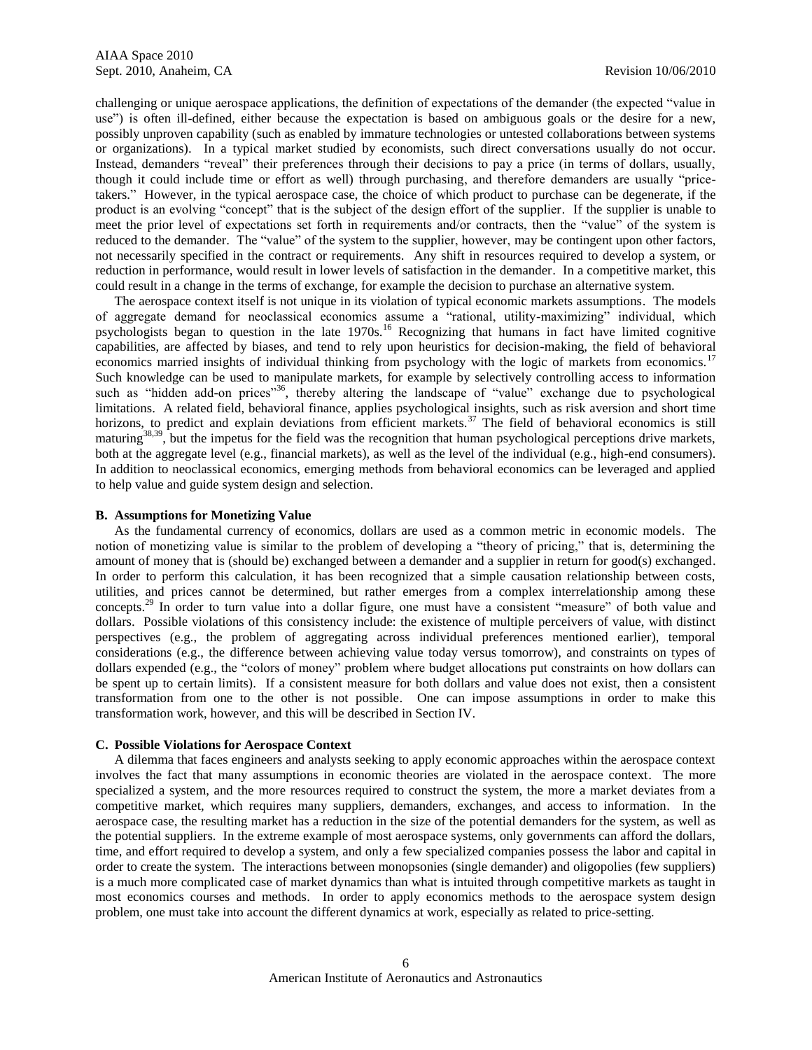challenging or unique aerospace applications, the definition of expectations of the demander (the expected "value in use") is often ill-defined, either because the expectation is based on ambiguous goals or the desire for a new, possibly unproven capability (such as enabled by immature technologies or untested collaborations between systems or organizations). In a typical market studied by economists, such direct conversations usually do not occur. Instead, demanders "reveal" their preferences through their decisions to pay a price (in terms of dollars, usually, though it could include time or effort as well) through purchasing, and therefore demanders are usually "price-takers." However, in the typical aerospace case, the choice of which product to purchase can be degenerate, if the product is an evolving "concept" that is the subject of the design effort of the supplier. If the supplier is unable to meet the prior level of expectations set forth in requirements and/or contracts, then the "value" of the system is reduced to the demander. The "value" of the system to the supplier, however, may be contingent upon other factors, not necessarily specified in the contract or requirements. Any shift in resources required to develop a system, or reduction in performance, would result in lower levels of satisfaction in the demander. In a competitive market, this could result in a change in the terms of exchange, for example the decision to purchase an alternative system.

The aerospace context itself is not unique in its violation of typical economic markets assumptions. The models of aggregate demand for neoclassical economics assume a "rational, utility-maximizing" individual, which psychologists began to question in the late 1970s.[16] Recognizing that humans in fact have limited cognitive capabilities, are affected by biases, and tend to rely upon heuristics for decision-making, the field of behavioral economics married insights of individual thinking from psychology with the logic of markets from economics.[17] Such knowledge can be used to manipulate markets, for example by selectively controlling access to information such as "hidden add-on prices"[36], thereby altering the landscape of "value" exchange due to psychological limitations. A related field, behavioral finance, applies psychological insights, such as risk aversion and short time horizons, to predict and explain deviations from efficient markets.[37] The field of behavioral economics is still maturing[38,39], but the impetus for the field was the recognition that human psychological perceptions drive markets, both at the aggregate level (e.g., financial markets), as well as the level of the individual (e.g., high-end consumers). In addition to neoclassical economics, emerging methods from behavioral economics can be leveraged and applied to help value and guide system design and selection.

### B. Assumptions for Monetizing Value

As the fundamental currency of economics, dollars are used as a common metric in economic models. The notion of monetizing value is similar to the problem of developing a "theory of pricing," that is, determining the amount of money that is (should be) exchanged between a demander and a supplier in return for good(s) exchanged. In order to perform this calculation, it has been recognized that a simple causation relationship between costs, utilities, and prices cannot be determined, but rather emerges from a complex interrelationship among these concepts.[29] In order to turn value into a dollar figure, one must have a consistent "measure" of both value and dollars. Possible violations of this consistency include: the existence of multiple perceivers of value, with distinct perspectives (e.g., the problem of aggregating across individual preferences mentioned earlier), temporal considerations (e.g., the difference between achieving value today versus tomorrow), and constraints on types of dollars expended (e.g., the "colors of money" problem where budget allocations put constraints on how dollars can be spent up to certain limits). If a consistent measure for both dollars and value does not exist, then a consistent transformation from one to the other is not possible. One can impose assumptions in order to make this transformation work, however, and this will be described in Section IV.

### C. Possible Violations for Aerospace Context

A dilemma that faces engineers and analysts seeking to apply economic approaches within the aerospace context involves the fact that many assumptions in economic theories are violated in the aerospace context. The more specialized a system, and the more resources required to construct the system, the more a market deviates from a competitive market, which requires many suppliers, demanders, exchanges, and access to information. In the aerospace case, the resulting market has a reduction in the size of the potential demanders for the system, as well as the potential suppliers. In the extreme example of most aerospace systems, only governments can afford the dollars, time, and effort required to develop a system, and only a few specialized companies possess the labor and capital in order to create the system. The interactions between monopsonies (single demander) and oligopolies (few suppliers) is a much more complicated case of market dynamics than what is intuited through competitive markets as taught in most economics courses and methods. In order to apply economics methods to the aerospace system design problem, one must take into account the different dynamics at work, especially as related to price-setting.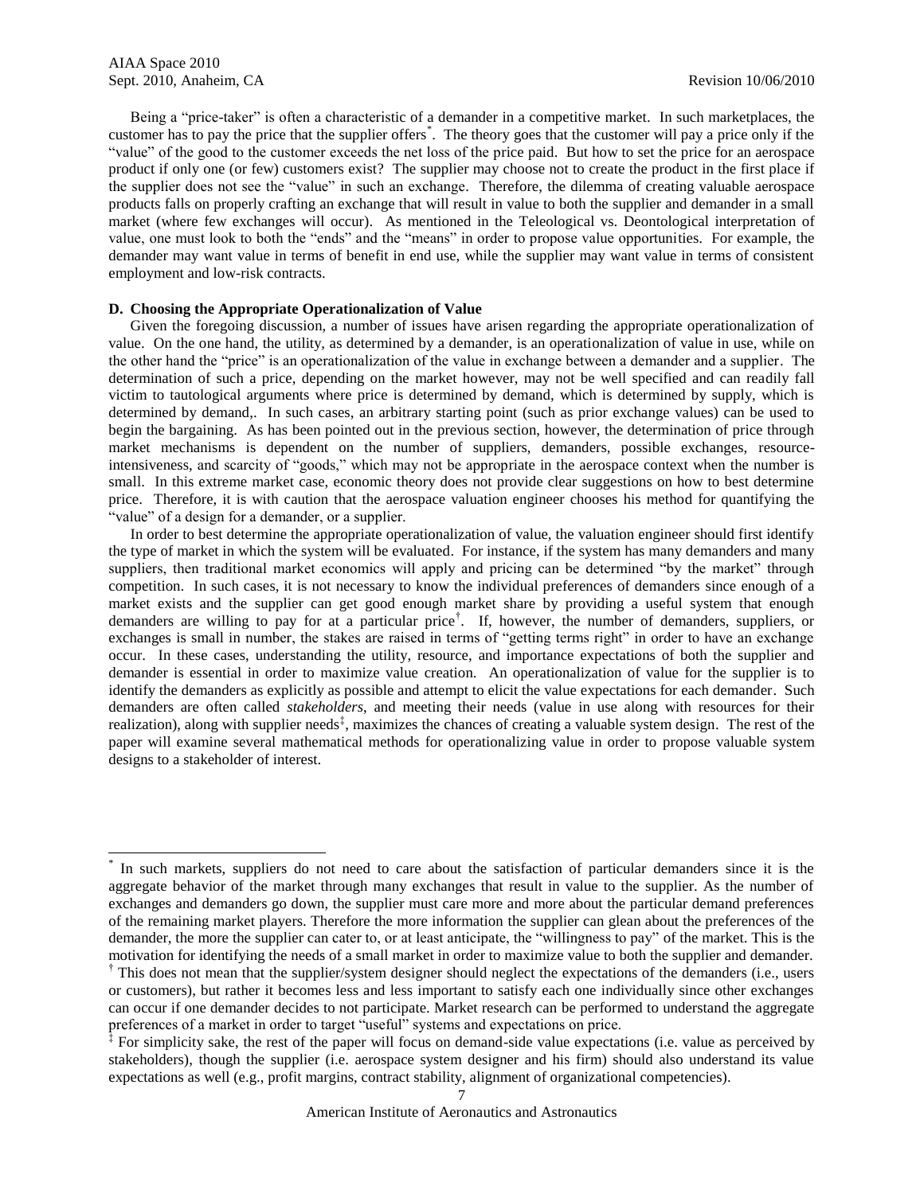Being a "price-taker" is often a characteristic of a demander in a competitive market. In such marketplaces, the customer has to pay the price that the supplier offers[*]. The theory goes that the customer will pay a price only if the "value" of the good to the customer exceeds the net loss of the price paid. But how to set the price for an aerospace product if only one (or few) customers exist? The supplier may choose not to create the product in the first place if the supplier does not see the "value" in such an exchange. Therefore, the dilemma of creating valuable aerospace products falls on properly crafting an exchange that will result in value to both the supplier and demander in a small market (where few exchanges will occur). As mentioned in the Teleological vs. Deontological interpretation of value, one must look to both the "ends" and the "means" in order to propose value opportunities. For example, the demander may want value in terms of benefit in end use, while the supplier may want value in terms of consistent employment and low-risk contracts.

### D. Choosing the Appropriate Operationalization of Value

Given the foregoing discussion, a number of issues have arisen regarding the appropriate operationalization of value. On the one hand, the utility, as determined by a demander, is an operationalization of value in use, while on the other hand the "price" is an operationalization of the value in exchange between a demander and a supplier. The determination of such a price, depending on the market however, may not be well specified and can readily fall victim to tautological arguments where price is determined by demand, which is determined by supply, which is determined by demand,. In such cases, an arbitrary starting point (such as prior exchange values) can be used to begin the bargaining. As has been pointed out in the previous section, however, the determination of price through market mechanisms is dependent on the number of suppliers, demanders, possible exchanges, resource-intensiveness, and scarcity of "goods," which may not be appropriate in the aerospace context when the number is small. In this extreme market case, economic theory does not provide clear suggestions on how to best determine price. Therefore, it is with caution that the aerospace valuation engineer chooses his method for quantifying the "value" of a design for a demander, or a supplier.

In order to best determine the appropriate operationalization of value, the valuation engineer should first identify the type of market in which the system will be evaluated. For instance, if the system has many demanders and many suppliers, then traditional market economics will apply and pricing can be determined "by the market" through competition. In such cases, it is not necessary to know the individual preferences of demanders since enough of a market exists and the supplier can get good enough market share by providing a useful system that enough demanders are willing to pay for at a particular price[†]. If, however, the number of demanders, suppliers, or exchanges is small in number, the stakes are raised in terms of "getting terms right" in order to have an exchange occur. In these cases, understanding the utility, resource, and importance expectations of both the supplier and demander is essential in order to maximize value creation. An operationalization of value for the supplier is to identify the demanders as explicitly as possible and attempt to elicit the value expectations for each demander. Such demanders are often called *stakeholders*, and meeting their needs (value in use along with resources for their realization), along with supplier needs[‡], maximizes the chances of creating a valuable system design. The rest of the paper will examine several mathematical methods for operationalizing value in order to propose valuable system designs to a stakeholder of interest.

---

[*] In such markets, suppliers do not need to care about the satisfaction of particular demanders since it is the aggregate behavior of the market through many exchanges that result in value to the supplier. As the number of exchanges and demanders go down, the supplier must care more and more about the particular demand preferences of the remaining market players. Therefore the more information the supplier can glean about the preferences of the demander, the more the supplier can cater to, or at least anticipate, the "willingness to pay" of the market. This is the motivation for identifying the needs of a small market in order to maximize value to both the supplier and demander.

[†] This does not mean that the supplier/system designer should neglect the expectations of the demanders (i.e., users or customers), but rather it becomes less and less important to satisfy each one individually since other exchanges can occur if one demander decides to not participate. Market research can be performed to understand the aggregate preferences of a market in order to target "useful" systems and expectations on price.

[‡] For simplicity sake, the rest of the paper will focus on demand-side value expectations (i.e. value as perceived by stakeholders), though the supplier (i.e. aerospace system designer and his firm) should also understand its value expectations as well (e.g., profit margins, contract stability, alignment of organizational competencies).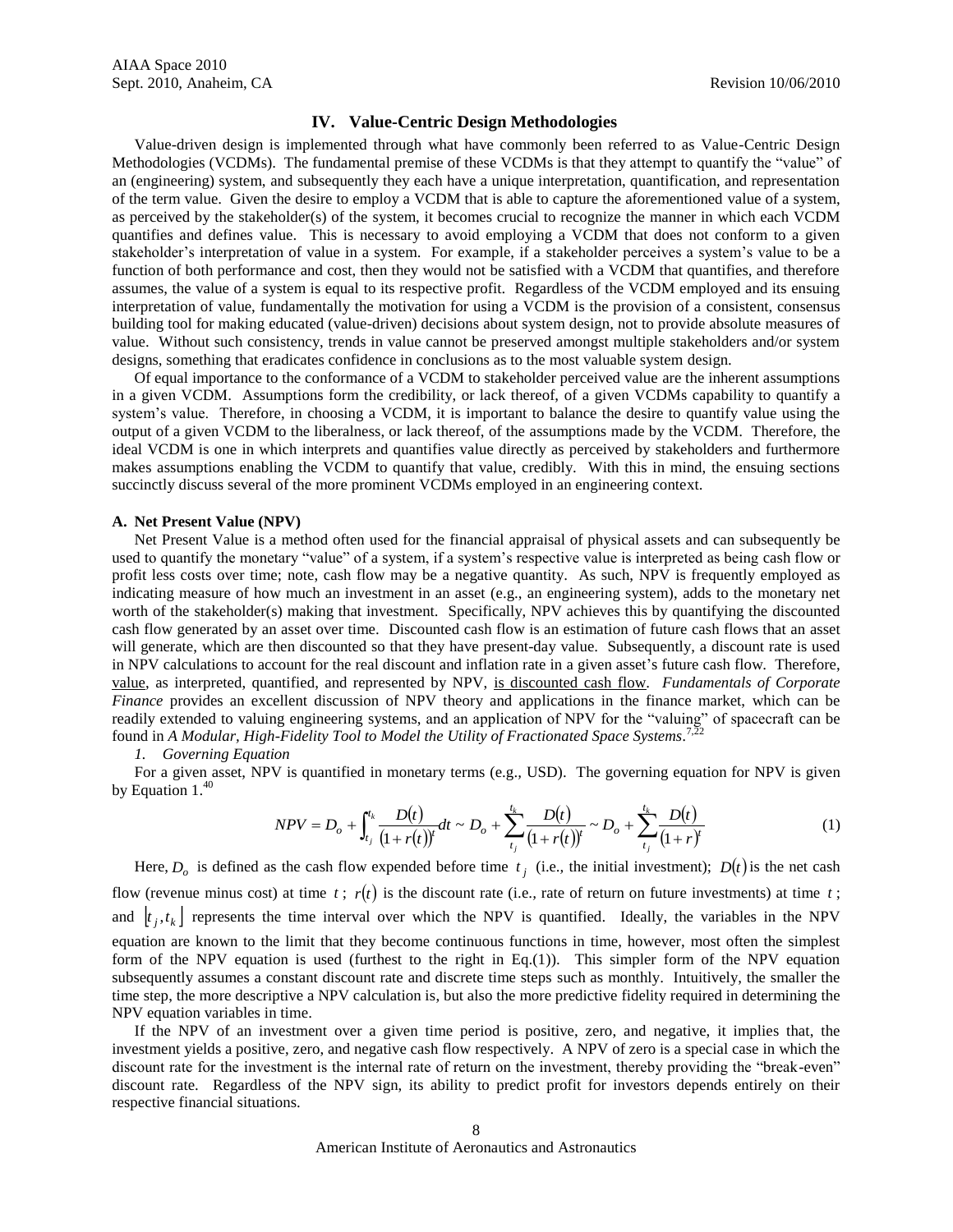## IV. Value-Centric Design Methodologies

Value-driven design is implemented through what have commonly been referred to as Value-Centric Design Methodologies (VCDMs). The fundamental premise of these VCDMs is that they attempt to quantify the "value" of an (engineering) system, and subsequently they each have a unique interpretation, quantification, and representation of the term value. Given the desire to employ a VCDM that is able to capture the aforementioned value of a system, as perceived by the stakeholder(s) of the system, it becomes crucial to recognize the manner in which each VCDM quantifies and defines value. This is necessary to avoid employing a VCDM that does not conform to a given stakeholder's interpretation of value in a system. For example, if a stakeholder perceives a system's value to be a function of both performance and cost, then they would not be satisfied with a VCDM that quantifies, and therefore assumes, the value of a system is equal to its respective profit. Regardless of the VCDM employed and its ensuing interpretation of value, fundamentally the motivation for using a VCDM is the provision of a consistent, consensus building tool for making educated (value-driven) decisions about system design, not to provide absolute measures of value. Without such consistency, trends in value cannot be preserved amongst multiple stakeholders and/or system designs, something that eradicates confidence in conclusions as to the most valuable system design.

Of equal importance to the conformance of a VCDM to stakeholder perceived value are the inherent assumptions in a given VCDM. Assumptions form the credibility, or lack thereof, of a given VCDMs capability to quantify a system's value. Therefore, in choosing a VCDM, it is important to balance the desire to quantify value using the output of a given VCDM to the liberalness, or lack thereof, of the assumptions made by the VCDM. Therefore, the ideal VCDM is one in which interprets and quantifies value directly as perceived by stakeholders and furthermore makes assumptions enabling the VCDM to quantify that value, credibly. With this in mind, the ensuing sections succinctly discuss several of the more prominent VCDMs employed in an engineering context.

### A. Net Present Value (NPV)

Net Present Value is a method often used for the financial appraisal of physical assets and can subsequently be used to quantify the monetary "value" of a system, if a system's respective value is interpreted as being cash flow or profit less costs over time; note, cash flow may be a negative quantity. As such, NPV is frequently employed as indicating measure of how much an investment in an asset (e.g., an engineering system), adds to the monetary net worth of the stakeholder(s) making that investment. Specifically, NPV achieves this by quantifying the discounted cash flow generated by an asset over time. Discounted cash flow is an estimation of future cash flows that an asset will generate, which are then discounted so that they have present-day value. Subsequently, a discount rate is used in NPV calculations to account for the real discount and inflation rate in a given asset's future cash flow. Therefore, value, as interpreted, quantified, and represented by NPV, is discounted cash flow. *Fundamentals of Corporate Finance* provides an excellent discussion of NPV theory and applications in the finance market, which can be readily extended to valuing engineering systems, and an application of NPV for the "valuing" of spacecraft can be found in *A Modular, High-Fidelity Tool to Model the Utility of Fractionated Space Systems*.[7,22]

#### 1. Governing Equation

For a given asset, NPV is quantified in monetary terms (e.g., USD). The governing equation for NPV is given by Equation 1.[40]

$$NPV = D_o + \int_{t_j}^{t_k} \frac{D(t)}{(1+r(t))^t} dt \sim D_o + \sum_{t_j}^{t_k} \frac{D(t)}{(1+r(t))^t} \sim D_o + \sum_{t_j}^{t_k} \frac{D(t)}{(1+r)^t} \tag{1}$$

Here, $D_o$ is defined as the cash flow expended before time $t_j$ (i.e., the initial investment); $D(t)$ is the net cash flow (revenue minus cost) at time $t$; $r(t)$ is the discount rate (i.e., rate of return on future investments) at time $t$; and $[t_j, t_k]$ represents the time interval over which the NPV is quantified. Ideally, the variables in the NPV equation are known to the limit that they become continuous functions in time, however, most often the simplest form of the NPV equation is used (furthest to the right in Eq.(1)). This simpler form of the NPV equation subsequently assumes a constant discount rate and discrete time steps such as monthly. Intuitively, the smaller the time step, the more descriptive a NPV calculation is, but also the more predictive fidelity required in determining the NPV equation variables in time.

If the NPV of an investment over a given time period is positive, zero, and negative, it implies that, the investment yields a positive, zero, and negative cash flow respectively. A NPV of zero is a special case in which the discount rate for the investment is the internal rate of return on the investment, thereby providing the "break-even" discount rate. Regardless of the NPV sign, its ability to predict profit for investors depends entirely on their respective financial situations.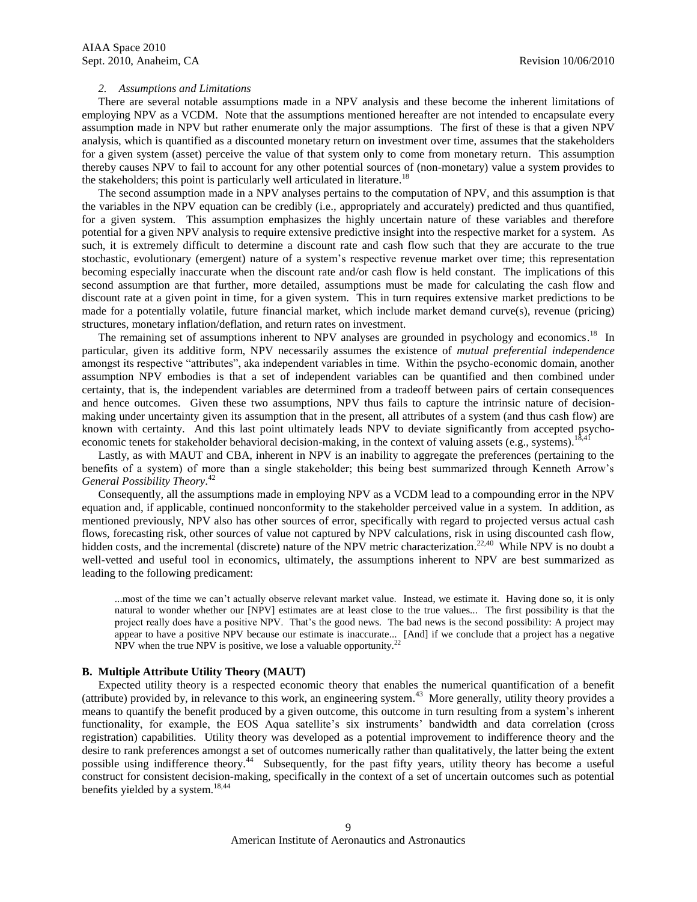### 2. Assumptions and Limitations

There are several notable assumptions made in a NPV analysis and these become the inherent limitations of employing NPV as a VCDM. Note that the assumptions mentioned hereafter are not intended to encapsulate every assumption made in NPV but rather enumerate only the major assumptions. The first of these is that a given NPV analysis, which is quantified as a discounted monetary return on investment over time, assumes that the stakeholders for a given system (asset) perceive the value of that system only to come from monetary return. This assumption thereby causes NPV to fail to account for any other potential sources of (non-monetary) value a system provides to the stakeholders; this point is particularly well articulated in literature.[18]

The second assumption made in a NPV analyses pertains to the computation of NPV, and this assumption is that the variables in the NPV equation can be credibly (i.e., appropriately and accurately) predicted and thus quantified, for a given system. This assumption emphasizes the highly uncertain nature of these variables and therefore potential for a given NPV analysis to require extensive predictive insight into the respective market for a system. As such, it is extremely difficult to determine a discount rate and cash flow such that they are accurate to the true stochastic, evolutionary (emergent) nature of a system's respective revenue market over time; this representation becoming especially inaccurate when the discount rate and/or cash flow is held constant. The implications of this second assumption are that further, more detailed, assumptions must be made for calculating the cash flow and discount rate at a given point in time, for a given system. This in turn requires extensive market predictions to be made for a potentially volatile, future financial market, which include market demand curve(s), revenue (pricing) structures, monetary inflation/deflation, and return rates on investment.

The remaining set of assumptions inherent to NPV analyses are grounded in psychology and economics.[18] In particular, given its additive form, NPV necessarily assumes the existence of *mutual preferential independence* amongst its respective "attributes", aka independent variables in time. Within the psycho-economic domain, another assumption NPV embodies is that a set of independent variables can be quantified and then combined under certainty, that is, the independent variables are determined from a tradeoff between pairs of certain consequences and hence outcomes. Given these two assumptions, NPV thus fails to capture the intrinsic nature of decision-making under uncertainty given its assumption that in the present, all attributes of a system (and thus cash flow) are known with certainty. And this last point ultimately leads NPV to deviate significantly from accepted psycho-economic tenets for stakeholder behavioral decision-making, in the context of valuing assets (e.g., systems).[18,41]

Lastly, as with MAUT and CBA, inherent in NPV is an inability to aggregate the preferences (pertaining to the benefits of a system) of more than a single stakeholder; this being best summarized through Kenneth Arrow's *General Possibility Theory*.[42]

Consequently, all the assumptions made in employing NPV as a VCDM lead to a compounding error in the NPV equation and, if applicable, continued nonconformity to the stakeholder perceived value in a system. In addition, as mentioned previously, NPV also has other sources of error, specifically with regard to projected versus actual cash flows, forecasting risk, other sources of value not captured by NPV calculations, risk in using discounted cash flow, hidden costs, and the incremental (discrete) nature of the NPV metric characterization.[22,40] While NPV is no doubt a well-vetted and useful tool in economics, ultimately, the assumptions inherent to NPV are best summarized as leading to the following predicament:

> ...most of the time we can't actually observe relevant market value. Instead, we estimate it. Having done so, it is only natural to wonder whether our [NPV] estimates are at least close to the true values... The first possibility is that the project really does have a positive NPV. That's the good news. The bad news is the second possibility: A project may appear to have a positive NPV because our estimate is inaccurate... [And] if we conclude that a project has a negative NPV when the true NPV is positive, we lose a valuable opportunity.[22]

## B. Multiple Attribute Utility Theory (MAUT)

Expected utility theory is a respected economic theory that enables the numerical quantification of a benefit (attribute) provided by, in relevance to this work, an engineering system.[43] More generally, utility theory provides a means to quantify the benefit produced by a given outcome, this outcome in turn resulting from a system's inherent functionality, for example, the EOS Aqua satellite's six instruments' bandwidth and data correlation (cross registration) capabilities. Utility theory was developed as a potential improvement to indifference theory and the desire to rank preferences amongst a set of outcomes numerically rather than qualitatively, the latter being the extent possible using indifference theory.[44] Subsequently, for the past fifty years, utility theory has become a useful construct for consistent decision-making, specifically in the context of a set of uncertain outcomes such as potential benefits yielded by a system.[18,44]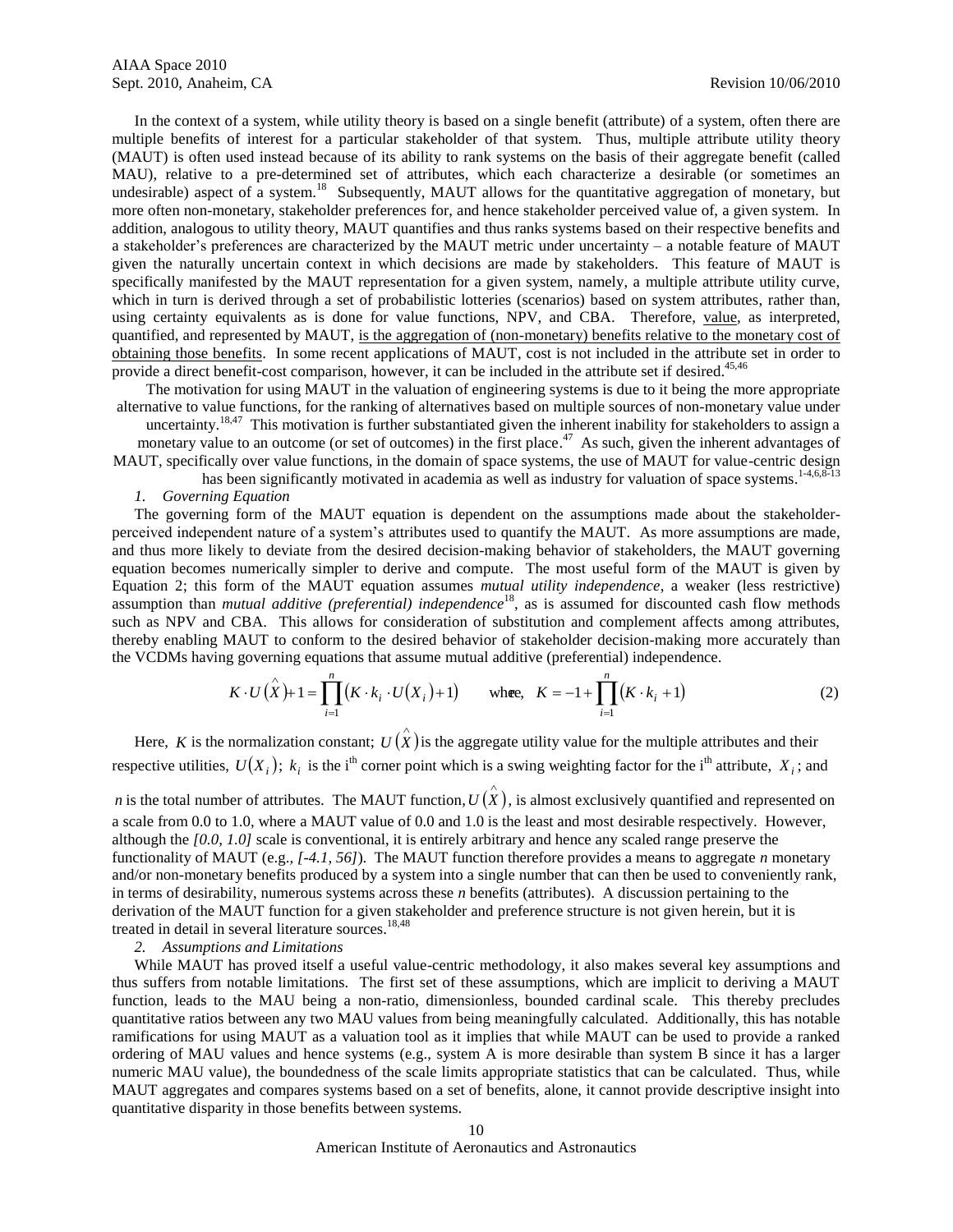In the context of a system, while utility theory is based on a single benefit (attribute) of a system, often there are multiple benefits of interest for a particular stakeholder of that system. Thus, multiple attribute utility theory (MAUT) is often used instead because of its ability to rank systems on the basis of their aggregate benefit (called MAU), relative to a pre-determined set of attributes, which each characterize a desirable (or sometimes an undesirable) aspect of a system.[18] Subsequently, MAUT allows for the quantitative aggregation of monetary, but more often non-monetary, stakeholder preferences for, and hence stakeholder perceived value of, a given system. In addition, analogous to utility theory, MAUT quantifies and thus ranks systems based on their respective benefits and a stakeholder's preferences are characterized by the MAUT metric under uncertainty – a notable feature of MAUT given the naturally uncertain context in which decisions are made by stakeholders. This feature of MAUT is specifically manifested by the MAUT representation for a given system, namely, a multiple attribute utility curve, which in turn is derived through a set of probabilistic lotteries (scenarios) based on system attributes, rather than, using certainty equivalents as is done for value functions, NPV, and CBA. Therefore, value, as interpreted, quantified, and represented by MAUT, is the aggregation of (non-monetary) benefits relative to the monetary cost of obtaining those benefits. In some recent applications of MAUT, cost is not included in the attribute set in order to provide a direct benefit-cost comparison, however, it can be included in the attribute set if desired.[45,46]

The motivation for using MAUT in the valuation of engineering systems is due to it being the more appropriate alternative to value functions, for the ranking of alternatives based on multiple sources of non-monetary value under uncertainty.[18,47] This motivation is further substantiated given the inherent inability for stakeholders to assign a monetary value to an outcome (or set of outcomes) in the first place.[47] As such, given the inherent advantages of MAUT, specifically over value functions, in the domain of space systems, the use of MAUT for value-centric design has been significantly motivated in academia as well as industry for valuation of space systems.[1-4,6,8-13]

*1. Governing Equation*

The governing form of the MAUT equation is dependent on the assumptions made about the stakeholder-perceived independent nature of a system's attributes used to quantify the MAUT. As more assumptions are made, and thus more likely to deviate from the desired decision-making behavior of stakeholders, the MAUT governing equation becomes numerically simpler to derive and compute. The most useful form of the MAUT is given by Equation 2; this form of the MAUT equation assumes *mutual utility independence*, a weaker (less restrictive) assumption than *mutual additive (preferential) independence*[18], as is assumed for discounted cash flow methods such as NPV and CBA. This allows for consideration of substitution and complement affects among attributes, thereby enabling MAUT to conform to the desired behavior of stakeholder decision-making more accurately than the VCDMs having governing equations that assume mutual additive (preferential) independence.

$$K \cdot U\left(\hat{X}\right) + 1 = \prod_{i=1}^{n}\left(K \cdot k_i \cdot U\left(X_i\right) + 1\right) \qquad \text{where,} \quad K = -1 + \prod_{i=1}^{n}\left(K \cdot k_i + 1\right) \tag{2}$$

Here, $K$ is the normalization constant; $U\left(\hat{X}\right)$ is the aggregate utility value for the multiple attributes and their respective utilities, $U\left(X_i\right)$; $k_i$ is the i[th] corner point which is a swing weighting factor for the i[th] attribute, $X_i$; and $n$ is the total number of attributes. The MAUT function, $U\left(\hat{X}\right)$, is almost exclusively quantified and represented on a scale from 0.0 to 1.0, where a MAUT value of 0.0 and 1.0 is the least and most desirable respectively. However, although the *[0.0, 1.0]* scale is conventional, it is entirely arbitrary and hence any scaled range preserve the functionality of MAUT (e.g., *[-4.1, 56]*). The MAUT function therefore provides a means to aggregate *n* monetary and/or non-monetary benefits produced by a system into a single number that can then be used to conveniently rank, in terms of desirability, numerous systems across these *n* benefits (attributes). A discussion pertaining to the derivation of the MAUT function for a given stakeholder and preference structure is not given herein, but it is treated in detail in several literature sources.[18,48]

*2. Assumptions and Limitations*

While MAUT has proved itself a useful value-centric methodology, it also makes several key assumptions and thus suffers from notable limitations. The first set of these assumptions, which are implicit to deriving a MAUT function, leads to the MAU being a non-ratio, dimensionless, bounded cardinal scale. This thereby precludes quantitative ratios between any two MAU values from being meaningfully calculated. Additionally, this has notable ramifications for using MAUT as a valuation tool as it implies that while MAUT can be used to provide a ranked ordering of MAU values and hence systems (e.g., system A is more desirable than system B since it has a larger numeric MAU value), the boundedness of the scale limits appropriate statistics that can be calculated. Thus, while MAUT aggregates and compares systems based on a set of benefits, alone, it cannot provide descriptive insight into quantitative disparity in those benefits between systems.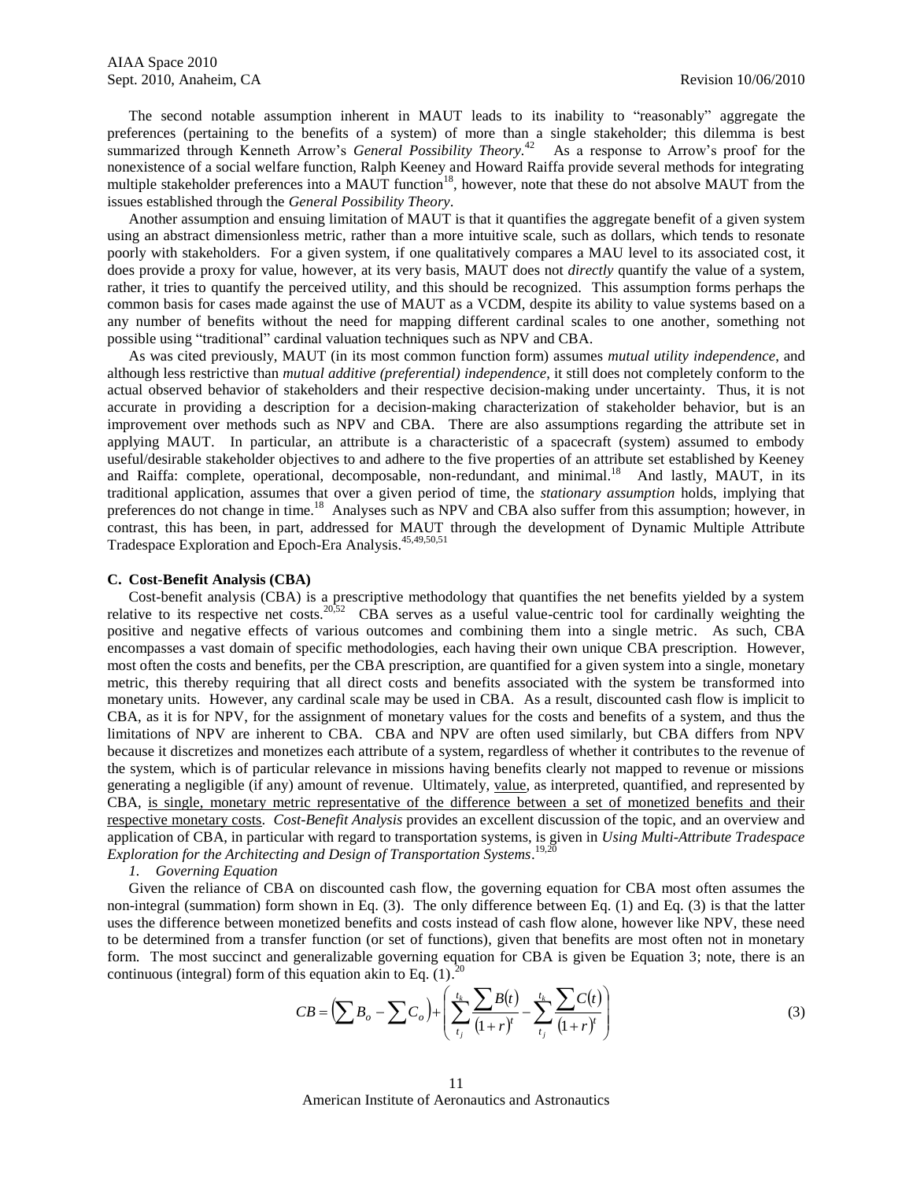The second notable assumption inherent in MAUT leads to its inability to "reasonably" aggregate the preferences (pertaining to the benefits of a system) of more than a single stakeholder; this dilemma is best summarized through Kenneth Arrow's *General Possibility Theory*.[42] As a response to Arrow's proof for the nonexistence of a social welfare function, Ralph Keeney and Howard Raiffa provide several methods for integrating multiple stakeholder preferences into a MAUT function[18], however, note that these do not absolve MAUT from the issues established through the *General Possibility Theory*.

Another assumption and ensuing limitation of MAUT is that it quantifies the aggregate benefit of a given system using an abstract dimensionless metric, rather than a more intuitive scale, such as dollars, which tends to resonate poorly with stakeholders. For a given system, if one qualitatively compares a MAU level to its associated cost, it does provide a proxy for value, however, at its very basis, MAUT does not *directly* quantify the value of a system, rather, it tries to quantify the perceived utility, and this should be recognized. This assumption forms perhaps the common basis for cases made against the use of MAUT as a VCDM, despite its ability to value systems based on a any number of benefits without the need for mapping different cardinal scales to one another, something not possible using "traditional" cardinal valuation techniques such as NPV and CBA.

As was cited previously, MAUT (in its most common function form) assumes *mutual utility independence*, and although less restrictive than *mutual additive (preferential) independence*, it still does not completely conform to the actual observed behavior of stakeholders and their respective decision-making under uncertainty. Thus, it is not accurate in providing a description for a decision-making characterization of stakeholder behavior, but is an improvement over methods such as NPV and CBA. There are also assumptions regarding the attribute set in applying MAUT. In particular, an attribute is a characteristic of a spacecraft (system) assumed to embody useful/desirable stakeholder objectives to and adhere to the five properties of an attribute set established by Keeney and Raiffa: complete, operational, decomposable, non-redundant, and minimal.[18] And lastly, MAUT, in its traditional application, assumes that over a given period of time, the *stationary assumption* holds, implying that preferences do not change in time.[18] Analyses such as NPV and CBA also suffer from this assumption; however, in contrast, this has been, in part, addressed for MAUT through the development of Dynamic Multiple Attribute Tradespace Exploration and Epoch-Era Analysis.[45,49,50,51]

### C. Cost-Benefit Analysis (CBA)

Cost-benefit analysis (CBA) is a prescriptive methodology that quantifies the net benefits yielded by a system relative to its respective net costs.[20,52] CBA serves as a useful value-centric tool for cardinally weighting the positive and negative effects of various outcomes and combining them into a single metric. As such, CBA encompasses a vast domain of specific methodologies, each having their own unique CBA prescription. However, most often the costs and benefits, per the CBA prescription, are quantified for a given system into a single, monetary metric, this thereby requiring that all direct costs and benefits associated with the system be transformed into monetary units. However, any cardinal scale may be used in CBA. As a result, discounted cash flow is implicit to CBA, as it is for NPV, for the assignment of monetary values for the costs and benefits of a system, and thus the limitations of NPV are inherent to CBA. CBA and NPV are often used similarly, but CBA differs from NPV because it discretizes and monetizes each attribute of a system, regardless of whether it contributes to the revenue of the system, which is of particular relevance in missions having benefits clearly not mapped to revenue or missions generating a negligible (if any) amount of revenue. Ultimately, value, as interpreted, quantified, and represented by CBA, is single, monetary metric representative of the difference between a set of monetized benefits and their respective monetary costs. *Cost-Benefit Analysis* provides an excellent discussion of the topic, and an overview and application of CBA, in particular with regard to transportation systems, is given in *Using Multi-Attribute Tradespace Exploration for the Architecting and Design of Transportation Systems*.[19,20]

#### 1. Governing Equation

Given the reliance of CBA on discounted cash flow, the governing equation for CBA most often assumes the non-integral (summation) form shown in Eq. (3). The only difference between Eq. (1) and Eq. (3) is that the latter uses the difference between monetized benefits and costs instead of cash flow alone, however like NPV, these need to be determined from a transfer function (or set of functions), given that benefits are most often not in monetary form. The most succinct and generalizable governing equation for CBA is given be Equation 3; note, there is an continuous (integral) form of this equation akin to Eq. (1).[20]

$$CB = \left(\sum B_o - \sum C_o\right) + \left(\sum_{t_j}^{t_k} \frac{\sum B(t)}{(1+r)^t} - \sum_{t_j}^{t_k} \frac{\sum C(t)}{(1+r)^t}\right) \tag{3}$$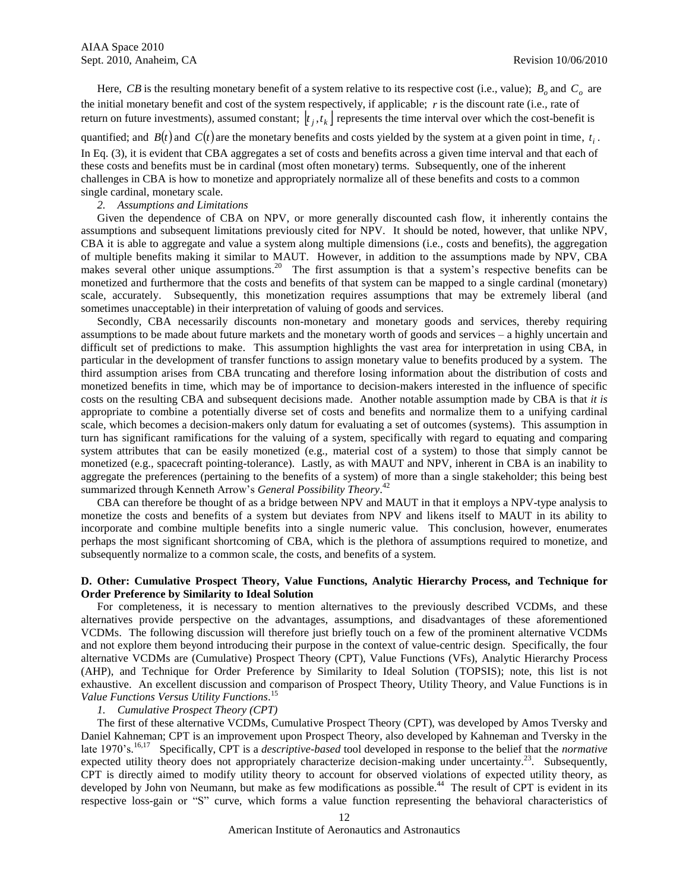Here, $CB$ is the resulting monetary benefit of a system relative to its respective cost (i.e., value); $B_o$ and $C_o$ are the initial monetary benefit and cost of the system respectively, if applicable; $r$ is the discount rate (i.e., rate of return on future investments), assumed constant; $[t_j, t_k]$ represents the time interval over which the cost-benefit is quantified; and $B(t)$ and $C(t)$ are the monetary benefits and costs yielded by the system at a given point in time, $t_i$. In Eq. (3), it is evident that CBA aggregates a set of costs and benefits across a given time interval and that each of these costs and benefits must be in cardinal (most often monetary) terms. Subsequently, one of the inherent challenges in CBA is how to monetize and appropriately normalize all of these benefits and costs to a common single cardinal, monetary scale.

*2. Assumptions and Limitations*

Given the dependence of CBA on NPV, or more generally discounted cash flow, it inherently contains the assumptions and subsequent limitations previously cited for NPV. It should be noted, however, that unlike NPV, CBA it is able to aggregate and value a system along multiple dimensions (i.e., costs and benefits), the aggregation of multiple benefits making it similar to MAUT. However, in addition to the assumptions made by NPV, CBA makes several other unique assumptions.[20] The first assumption is that a system's respective benefits can be monetized and furthermore that the costs and benefits of that system can be mapped to a single cardinal (monetary) scale, accurately. Subsequently, this monetization requires assumptions that may be extremely liberal (and sometimes unacceptable) in their interpretation of valuing of goods and services.

Secondly, CBA necessarily discounts non-monetary and monetary goods and services, thereby requiring assumptions to be made about future markets and the monetary worth of goods and services – a highly uncertain and difficult set of predictions to make. This assumption highlights the vast area for interpretation in using CBA, in particular in the development of transfer functions to assign monetary value to benefits produced by a system. The third assumption arises from CBA truncating and therefore losing information about the distribution of costs and monetized benefits in time, which may be of importance to decision-makers interested in the influence of specific costs on the resulting CBA and subsequent decisions made. Another notable assumption made by CBA is that *it is* appropriate to combine a potentially diverse set of costs and benefits and normalize them to a unifying cardinal scale, which becomes a decision-makers only datum for evaluating a set of outcomes (systems). This assumption in turn has significant ramifications for the valuing of a system, specifically with regard to equating and comparing system attributes that can be easily monetized (e.g., material cost of a system) to those that simply cannot be monetized (e.g., spacecraft pointing-tolerance). Lastly, as with MAUT and NPV, inherent in CBA is an inability to aggregate the preferences (pertaining to the benefits of a system) of more than a single stakeholder; this being best summarized through Kenneth Arrow's *General Possibility Theory*.[42]

CBA can therefore be thought of as a bridge between NPV and MAUT in that it employs a NPV-type analysis to monetize the costs and benefits of a system but deviates from NPV and likens itself to MAUT in its ability to incorporate and combine multiple benefits into a single numeric value. This conclusion, however, enumerates perhaps the most significant shortcoming of CBA, which is the plethora of assumptions required to monetize, and subsequently normalize to a common scale, the costs, and benefits of a system.

### D. Other: Cumulative Prospect Theory, Value Functions, Analytic Hierarchy Process, and Technique for Order Preference by Similarity to Ideal Solution

For completeness, it is necessary to mention alternatives to the previously described VCDMs, and these alternatives provide perspective on the advantages, assumptions, and disadvantages of these aforementioned VCDMs. The following discussion will therefore just briefly touch on a few of the prominent alternative VCDMs and not explore them beyond introducing their purpose in the context of value-centric design. Specifically, the four alternative VCDMs are (Cumulative) Prospect Theory (CPT), Value Functions (VFs), Analytic Hierarchy Process (AHP), and Technique for Order Preference by Similarity to Ideal Solution (TOPSIS); note, this list is not exhaustive. An excellent discussion and comparison of Prospect Theory, Utility Theory, and Value Functions is in *Value Functions Versus Utility Functions*.[15]

*1. Cumulative Prospect Theory (CPT)*

The first of these alternative VCDMs, Cumulative Prospect Theory (CPT), was developed by Amos Tversky and Daniel Kahneman; CPT is an improvement upon Prospect Theory, also developed by Kahneman and Tversky in the late 1970's.[16,17] Specifically, CPT is a *descriptive-based* tool developed in response to the belief that the *normative* expected utility theory does not appropriately characterize decision-making under uncertainty.[23]. Subsequently, CPT is directly aimed to modify utility theory to account for observed violations of expected utility theory, as developed by John von Neumann, but make as few modifications as possible.[44] The result of CPT is evident in its respective loss-gain or "S" curve, which forms a value function representing the behavioral characteristics of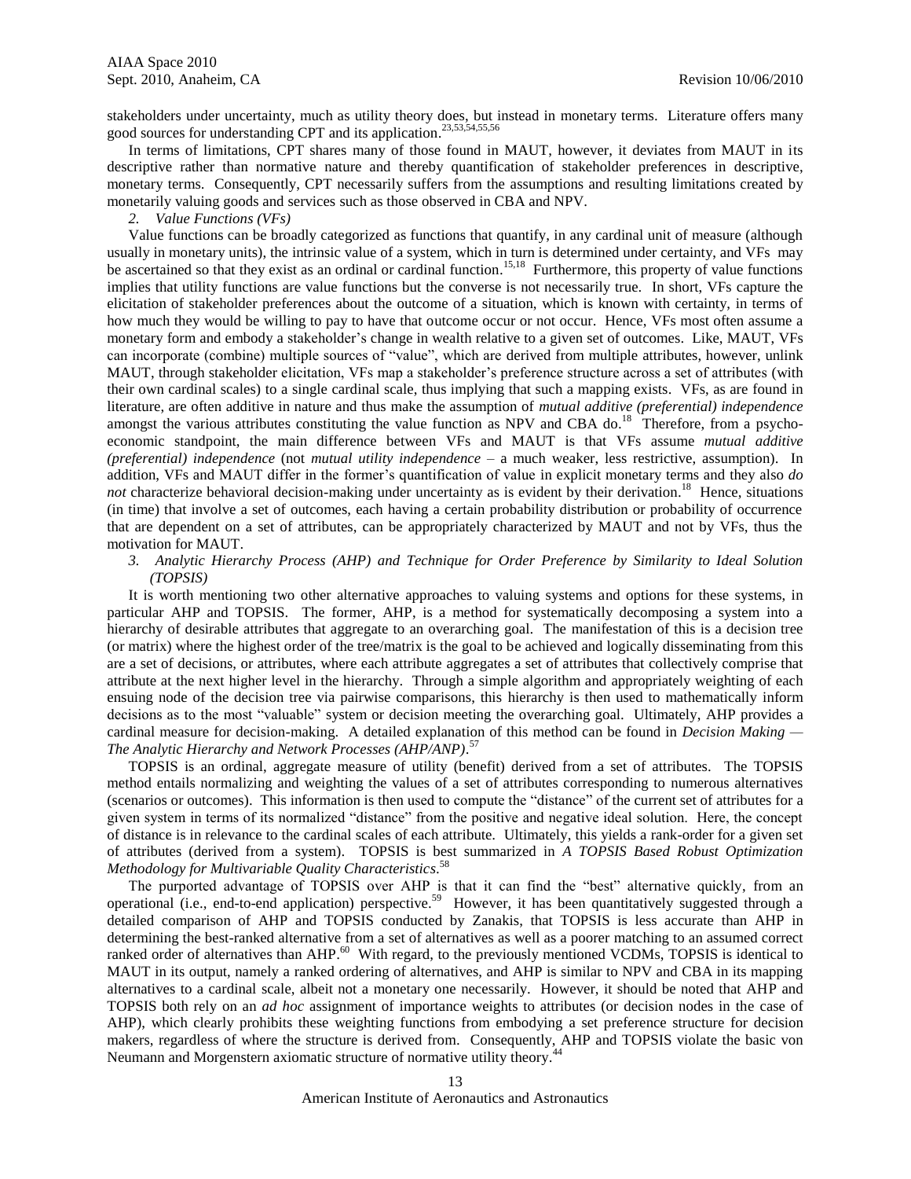stakeholders under uncertainty, much as utility theory does, but instead in monetary terms. Literature offers many good sources for understanding CPT and its application.[23,53,54,55,56]

In terms of limitations, CPT shares many of those found in MAUT, however, it deviates from MAUT in its descriptive rather than normative nature and thereby quantification of stakeholder preferences in descriptive, monetary terms. Consequently, CPT necessarily suffers from the assumptions and resulting limitations created by monetarily valuing goods and services such as those observed in CBA and NPV.

### *2. Value Functions (VFs)*

Value functions can be broadly categorized as functions that quantify, in any cardinal unit of measure (although usually in monetary units), the intrinsic value of a system, which in turn is determined under certainty, and VFs may be ascertained so that they exist as an ordinal or cardinal function.[15,18] Furthermore, this property of value functions implies that utility functions are value functions but the converse is not necessarily true. In short, VFs capture the elicitation of stakeholder preferences about the outcome of a situation, which is known with certainty, in terms of how much they would be willing to pay to have that outcome occur or not occur. Hence, VFs most often assume a monetary form and embody a stakeholder's change in wealth relative to a given set of outcomes. Like, MAUT, VFs can incorporate (combine) multiple sources of "value", which are derived from multiple attributes, however, unlink MAUT, through stakeholder elicitation, VFs map a stakeholder's preference structure across a set of attributes (with their own cardinal scales) to a single cardinal scale, thus implying that such a mapping exists. VFs, as are found in literature, are often additive in nature and thus make the assumption of *mutual additive (preferential) independence* amongst the various attributes constituting the value function as NPV and CBA do.[18] Therefore, from a psycho-economic standpoint, the main difference between VFs and MAUT is that VFs assume *mutual additive (preferential) independence* (not *mutual utility independence* – a much weaker, less restrictive, assumption). In addition, VFs and MAUT differ in the former's quantification of value in explicit monetary terms and they also *do not* characterize behavioral decision-making under uncertainty as is evident by their derivation.[18] Hence, situations (in time) that involve a set of outcomes, each having a certain probability distribution or probability of occurrence that are dependent on a set of attributes, can be appropriately characterized by MAUT and not by VFs, thus the motivation for MAUT.

### *3. Analytic Hierarchy Process (AHP) and Technique for Order Preference by Similarity to Ideal Solution (TOPSIS)*

It is worth mentioning two other alternative approaches to valuing systems and options for these systems, in particular AHP and TOPSIS. The former, AHP, is a method for systematically decomposing a system into a hierarchy of desirable attributes that aggregate to an overarching goal. The manifestation of this is a decision tree (or matrix) where the highest order of the tree/matrix is the goal to be achieved and logically disseminating from this are a set of decisions, or attributes, where each attribute aggregates a set of attributes that collectively comprise that attribute at the next higher level in the hierarchy. Through a simple algorithm and appropriately weighting of each ensuing node of the decision tree via pairwise comparisons, this hierarchy is then used to mathematically inform decisions as to the most "valuable" system or decision meeting the overarching goal. Ultimately, AHP provides a cardinal measure for decision-making. A detailed explanation of this method can be found in *Decision Making — The Analytic Hierarchy and Network Processes (AHP/ANP)*.[57]

TOPSIS is an ordinal, aggregate measure of utility (benefit) derived from a set of attributes. The TOPSIS method entails normalizing and weighting the values of a set of attributes corresponding to numerous alternatives (scenarios or outcomes). This information is then used to compute the "distance" of the current set of attributes for a given system in terms of its normalized "distance" from the positive and negative ideal solution. Here, the concept of distance is in relevance to the cardinal scales of each attribute. Ultimately, this yields a rank-order for a given set of attributes (derived from a system). TOPSIS is best summarized in *A TOPSIS Based Robust Optimization Methodology for Multivariable Quality Characteristics*.[58]

The purported advantage of TOPSIS over AHP is that it can find the "best" alternative quickly, from an operational (i.e., end-to-end application) perspective.[59] However, it has been quantitatively suggested through a detailed comparison of AHP and TOPSIS conducted by Zanakis, that TOPSIS is less accurate than AHP in determining the best-ranked alternative from a set of alternatives as well as a poorer matching to an assumed correct ranked order of alternatives than AHP.[60] With regard, to the previously mentioned VCDMs, TOPSIS is identical to MAUT in its output, namely a ranked ordering of alternatives, and AHP is similar to NPV and CBA in its mapping alternatives to a cardinal scale, albeit not a monetary one necessarily. However, it should be noted that AHP and TOPSIS both rely on an *ad hoc* assignment of importance weights to attributes (or decision nodes in the case of AHP), which clearly prohibits these weighting functions from embodying a set preference structure for decision makers, regardless of where the structure is derived from. Consequently, AHP and TOPSIS violate the basic von Neumann and Morgenstern axiomatic structure of normative utility theory.[44]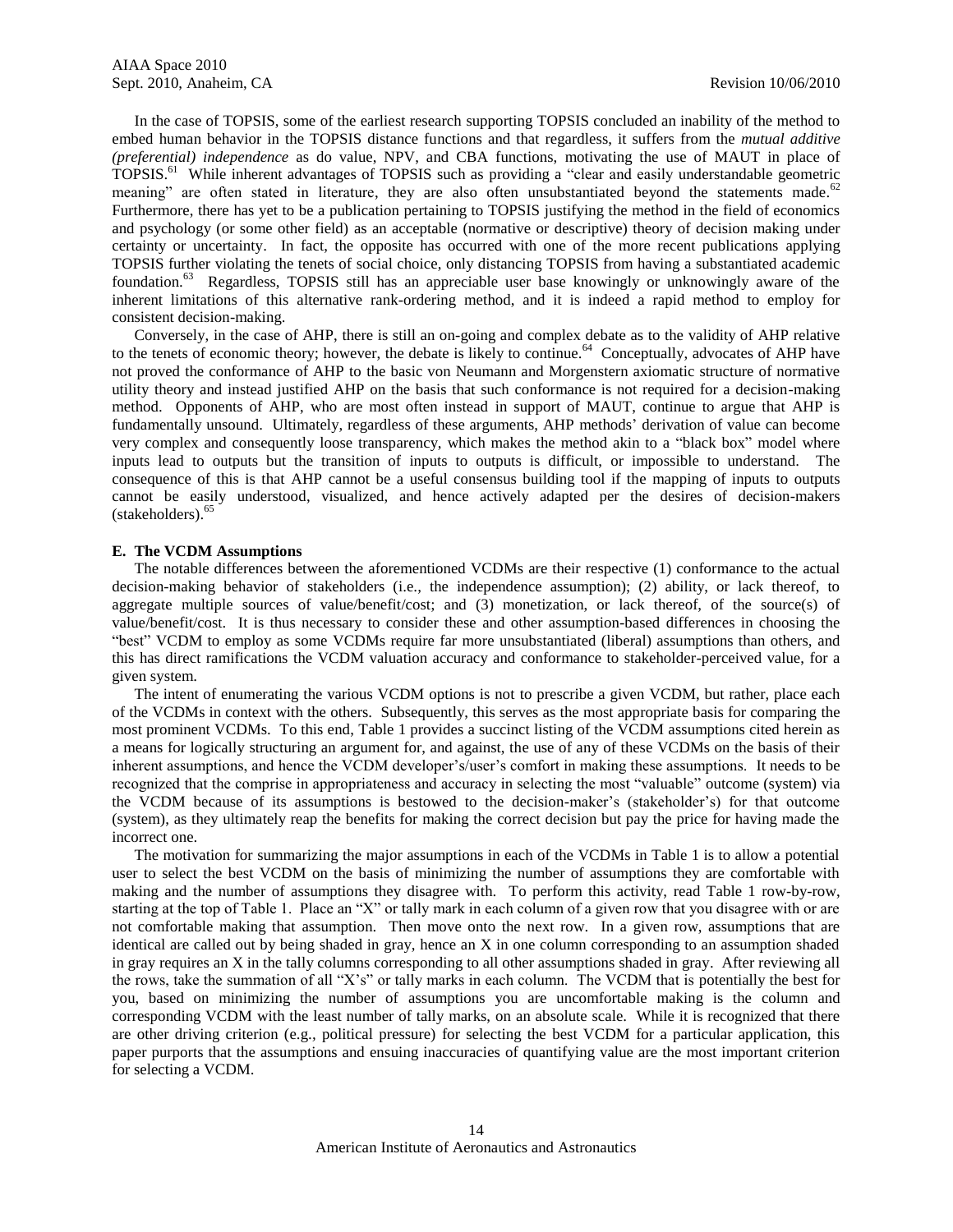In the case of TOPSIS, some of the earliest research supporting TOPSIS concluded an inability of the method to embed human behavior in the TOPSIS distance functions and that regardless, it suffers from the *mutual additive (preferential) independence* as do value, NPV, and CBA functions, motivating the use of MAUT in place of TOPSIS.[61] While inherent advantages of TOPSIS such as providing a "clear and easily understandable geometric meaning" are often stated in literature, they are also often unsubstantiated beyond the statements made.[62] Furthermore, there has yet to be a publication pertaining to TOPSIS justifying the method in the field of economics and psychology (or some other field) as an acceptable (normative or descriptive) theory of decision making under certainty or uncertainty. In fact, the opposite has occurred with one of the more recent publications applying TOPSIS further violating the tenets of social choice, only distancing TOPSIS from having a substantiated academic foundation.[63] Regardless, TOPSIS still has an appreciable user base knowingly or unknowingly aware of the inherent limitations of this alternative rank-ordering method, and it is indeed a rapid method to employ for consistent decision-making.

Conversely, in the case of AHP, there is still an on-going and complex debate as to the validity of AHP relative to the tenets of economic theory; however, the debate is likely to continue.[64] Conceptually, advocates of AHP have not proved the conformance of AHP to the basic von Neumann and Morgenstern axiomatic structure of normative utility theory and instead justified AHP on the basis that such conformance is not required for a decision-making method. Opponents of AHP, who are most often instead in support of MAUT, continue to argue that AHP is fundamentally unsound. Ultimately, regardless of these arguments, AHP methods' derivation of value can become very complex and consequently loose transparency, which makes the method akin to a "black box" model where inputs lead to outputs but the transition of inputs to outputs is difficult, or impossible to understand. The consequence of this is that AHP cannot be a useful consensus building tool if the mapping of inputs to outputs cannot be easily understood, visualized, and hence actively adapted per the desires of decision-makers (stakeholders).[65]

### E. The VCDM Assumptions

The notable differences between the aforementioned VCDMs are their respective (1) conformance to the actual decision-making behavior of stakeholders (i.e., the independence assumption); (2) ability, or lack thereof, to aggregate multiple sources of value/benefit/cost; and (3) monetization, or lack thereof, of the source(s) of value/benefit/cost. It is thus necessary to consider these and other assumption-based differences in choosing the "best" VCDM to employ as some VCDMs require far more unsubstantiated (liberal) assumptions than others, and this has direct ramifications the VCDM valuation accuracy and conformance to stakeholder-perceived value, for a given system.

The intent of enumerating the various VCDM options is not to prescribe a given VCDM, but rather, place each of the VCDMs in context with the others. Subsequently, this serves as the most appropriate basis for comparing the most prominent VCDMs. To this end, Table 1 provides a succinct listing of the VCDM assumptions cited herein as a means for logically structuring an argument for, and against, the use of any of these VCDMs on the basis of their inherent assumptions, and hence the VCDM developer's/user's comfort in making these assumptions. It needs to be recognized that the comprise in appropriateness and accuracy in selecting the most "valuable" outcome (system) via the VCDM because of its assumptions is bestowed to the decision-maker's (stakeholder's) for that outcome (system), as they ultimately reap the benefits for making the correct decision but pay the price for having made the incorrect one.

The motivation for summarizing the major assumptions in each of the VCDMs in Table 1 is to allow a potential user to select the best VCDM on the basis of minimizing the number of assumptions they are comfortable with making and the number of assumptions they disagree with. To perform this activity, read Table 1 row-by-row, starting at the top of Table 1. Place an "X" or tally mark in each column of a given row that you disagree with or are not comfortable making that assumption. Then move onto the next row. In a given row, assumptions that are identical are called out by being shaded in gray, hence an X in one column corresponding to an assumption shaded in gray requires an X in the tally columns corresponding to all other assumptions shaded in gray. After reviewing all the rows, take the summation of all "X's" or tally marks in each column. The VCDM that is potentially the best for you, based on minimizing the number of assumptions you are uncomfortable making is the column and corresponding VCDM with the least number of tally marks, on an absolute scale. While it is recognized that there are other driving criterion (e.g., political pressure) for selecting the best VCDM for a particular application, this paper purports that the assumptions and ensuing inaccuracies of quantifying value are the most important criterion for selecting a VCDM.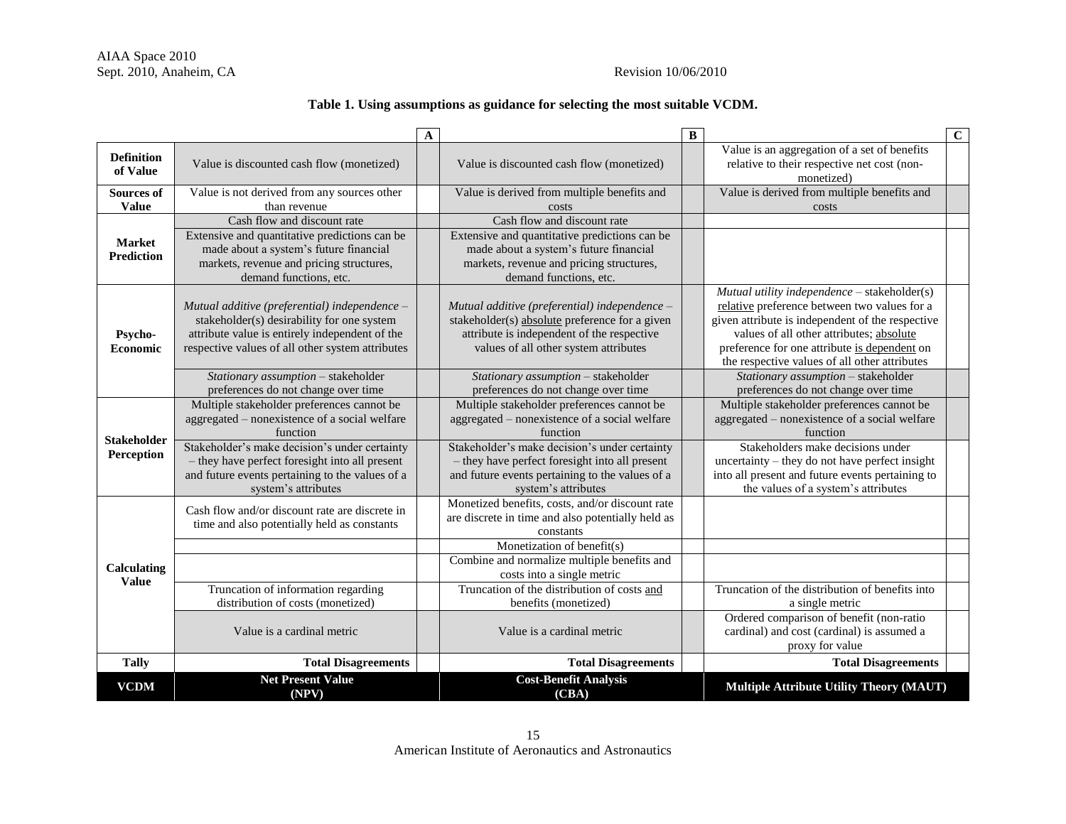**Table 1. Using assumptions as guidance for selecting the most suitable VCDM.**

| | | A | | B | | C |
|---|---|---|---|---|---|---|
| **Definition of Value** | Value is discounted cash flow (monetized) | | Value is discounted cash flow (monetized) | | Value is an aggregation of a set of benefits relative to their respective net cost (non-monetized) | |
| **Sources of Value** | Value is not derived from any sources other than revenue | | Value is derived from multiple benefits and costs | | Value is derived from multiple benefits and costs | |
| **Market Prediction** | Cash flow and discount rate | | Cash flow and discount rate | | | |
| | Extensive and quantitative predictions can be made about a system's future financial markets, revenue and pricing structures, demand functions, etc. | | Extensive and quantitative predictions can be made about a system's future financial markets, revenue and pricing structures, demand functions, etc. | | | |
| **Psycho-Economic** | *Mutual additive (preferential) independence* – stakeholder(s) desirability for one system attribute value is entirely independent of the respective values of all other system attributes | | *Mutual additive (preferential) independence* – stakeholder(s) absolute preference for a given attribute is independent of the respective values of all other system attributes | | *Mutual utility independence* – stakeholder(s) relative preference between two values for a given attribute is independent of the respective values of all other attributes; absolute preference for one attribute is dependent on the respective values of all other attributes | |
| | *Stationary assumption* – stakeholder preferences do not change over time | | *Stationary assumption* – stakeholder preferences do not change over time | | *Stationary assumption* – stakeholder preferences do not change over time | |
| **Stakeholder Perception** | Multiple stakeholder preferences cannot be aggregated – nonexistence of a social welfare function | | Multiple stakeholder preferences cannot be aggregated – nonexistence of a social welfare function | | Multiple stakeholder preferences cannot be aggregated – nonexistence of a social welfare function | |
| | Stakeholder's make decision's under certainty – they have perfect foresight into all present and future events pertaining to the values of a system's attributes | | Stakeholder's make decision's under certainty – they have perfect foresight into all present and future events pertaining to the values of a system's attributes | | Stakeholders make decisions under uncertainty – they do not have perfect insight into all present and future events pertaining to the values of a system's attributes | |
| **Calculating Value** | Cash flow and/or discount rate are discrete in time and also potentially held as constants | | Monetized benefits, costs, and/or discount rate are discrete in time and also potentially held as constants | | | |
| | | | Monetization of benefit(s) | | | |
| | | | Combine and normalize multiple benefits and costs into a single metric | | | |
| | Truncation of information regarding distribution of costs (monetized) | | Truncation of the distribution of costs and benefits (monetized) | | Truncation of the distribution of benefits into a single metric | |
| | Value is a cardinal metric | | Value is a cardinal metric | | Ordered comparison of benefit (non-ratio cardinal) and cost (cardinal) is assumed a proxy for value | |
| **Tally** | **Total Disagreements** | | **Total Disagreements** | | **Total Disagreements** | |
| **VCDM** | **Net Present Value (NPV)** | | **Cost-Benefit Analysis (CBA)** | | **Multiple Attribute Utility Theory (MAUT)** | |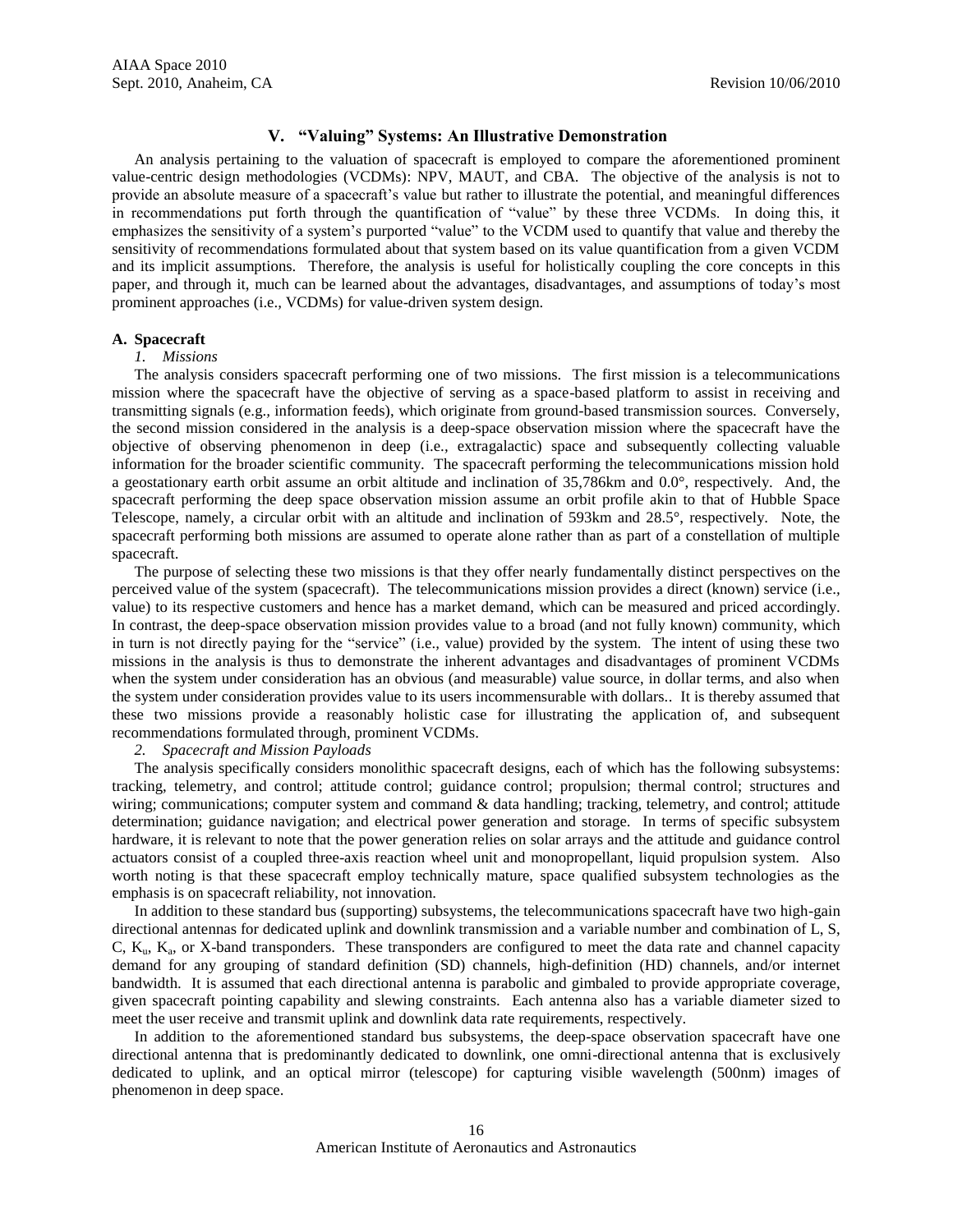## V. "Valuing" Systems: An Illustrative Demonstration

An analysis pertaining to the valuation of spacecraft is employed to compare the aforementioned prominent value-centric design methodologies (VCDMs): NPV, MAUT, and CBA. The objective of the analysis is not to provide an absolute measure of a spacecraft's value but rather to illustrate the potential, and meaningful differences in recommendations put forth through the quantification of "value" by these three VCDMs. In doing this, it emphasizes the sensitivity of a system's purported "value" to the VCDM used to quantify that value and thereby the sensitivity of recommendations formulated about that system based on its value quantification from a given VCDM and its implicit assumptions. Therefore, the analysis is useful for holistically coupling the core concepts in this paper, and through it, much can be learned about the advantages, disadvantages, and assumptions of today's most prominent approaches (i.e., VCDMs) for value-driven system design.

### A. Spacecraft

#### *1. Missions*

The analysis considers spacecraft performing one of two missions. The first mission is a telecommunications mission where the spacecraft have the objective of serving as a space-based platform to assist in receiving and transmitting signals (e.g., information feeds), which originate from ground-based transmission sources. Conversely, the second mission considered in the analysis is a deep-space observation mission where the spacecraft have the objective of observing phenomenon in deep (i.e., extragalactic) space and subsequently collecting valuable information for the broader scientific community. The spacecraft performing the telecommunications mission hold a geostationary earth orbit assume an orbit altitude and inclination of 35,786km and 0.0°, respectively. And, the spacecraft performing the deep space observation mission assume an orbit profile akin to that of Hubble Space Telescope, namely, a circular orbit with an altitude and inclination of 593km and 28.5°, respectively. Note, the spacecraft performing both missions are assumed to operate alone rather than as part of a constellation of multiple spacecraft.

The purpose of selecting these two missions is that they offer nearly fundamentally distinct perspectives on the perceived value of the system (spacecraft). The telecommunications mission provides a direct (known) service (i.e., value) to its respective customers and hence has a market demand, which can be measured and priced accordingly. In contrast, the deep-space observation mission provides value to a broad (and not fully known) community, which in turn is not directly paying for the "service" (i.e., value) provided by the system. The intent of using these two missions in the analysis is thus to demonstrate the inherent advantages and disadvantages of prominent VCDMs when the system under consideration has an obvious (and measurable) value source, in dollar terms, and also when the system under consideration provides value to its users incommensurable with dollars.. It is thereby assumed that these two missions provide a reasonably holistic case for illustrating the application of, and subsequent recommendations formulated through, prominent VCDMs.

#### *2. Spacecraft and Mission Payloads*

The analysis specifically considers monolithic spacecraft designs, each of which has the following subsystems: tracking, telemetry, and control; attitude control; guidance control; propulsion; thermal control; structures and wiring; communications; computer system and command & data handling; tracking, telemetry, and control; attitude determination; guidance navigation; and electrical power generation and storage. In terms of specific subsystem hardware, it is relevant to note that the power generation relies on solar arrays and the attitude and guidance control actuators consist of a coupled three-axis reaction wheel unit and monopropellant, liquid propulsion system. Also worth noting is that these spacecraft employ technically mature, space qualified subsystem technologies as the emphasis is on spacecraft reliability, not innovation.

In addition to these standard bus (supporting) subsystems, the telecommunications spacecraft have two high-gain directional antennas for dedicated uplink and downlink transmission and a variable number and combination of L, S, C, $K_u$, $K_a$, or X-band transponders. These transponders are configured to meet the data rate and channel capacity demand for any grouping of standard definition (SD) channels, high-definition (HD) channels, and/or internet bandwidth. It is assumed that each directional antenna is parabolic and gimbaled to provide appropriate coverage, given spacecraft pointing capability and slewing constraints. Each antenna also has a variable diameter sized to meet the user receive and transmit uplink and downlink data rate requirements, respectively.

In addition to the aforementioned standard bus subsystems, the deep-space observation spacecraft have one directional antenna that is predominantly dedicated to downlink, one omni-directional antenna that is exclusively dedicated to uplink, and an optical mirror (telescope) for capturing visible wavelength (500nm) images of phenomenon in deep space.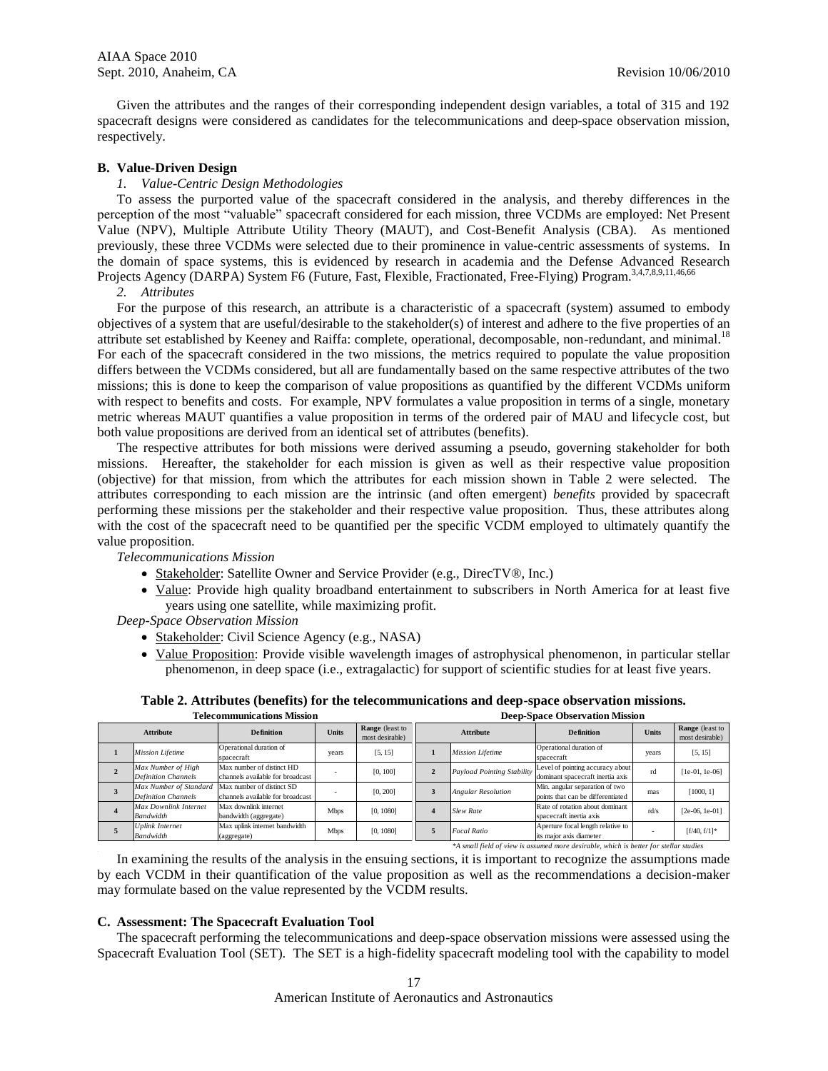Given the attributes and the ranges of their corresponding independent design variables, a total of 315 and 192 spacecraft designs were considered as candidates for the telecommunications and deep-space observation mission, respectively.

### B. Value-Driven Design

#### *1. Value-Centric Design Methodologies*

To assess the purported value of the spacecraft considered in the analysis, and thereby differences in the perception of the most "valuable" spacecraft considered for each mission, three VCDMs are employed: Net Present Value (NPV), Multiple Attribute Utility Theory (MAUT), and Cost-Benefit Analysis (CBA). As mentioned previously, these three VCDMs were selected due to their prominence in value-centric assessments of systems. In the domain of space systems, this is evidenced by research in academia and the Defense Advanced Research Projects Agency (DARPA) System F6 (Future, Fast, Flexible, Fractionated, Free-Flying) Program.[3,4,7,8,9,11,46,66]

#### *2. Attributes*

For the purpose of this research, an attribute is a characteristic of a spacecraft (system) assumed to embody objectives of a system that are useful/desirable to the stakeholder(s) of interest and adhere to the five properties of an attribute set established by Keeney and Raiffa: complete, operational, decomposable, non-redundant, and minimal.[18] For each of the spacecraft considered in the two missions, the metrics required to populate the value proposition differs between the VCDMs considered, but all are fundamentally based on the same respective attributes of the two missions; this is done to keep the comparison of value propositions as quantified by the different VCDMs uniform with respect to benefits and costs. For example, NPV formulates a value proposition in terms of a single, monetary metric whereas MAUT quantifies a value proposition in terms of the ordered pair of MAU and lifecycle cost, but both value propositions are derived from an identical set of attributes (benefits).

The respective attributes for both missions were derived assuming a pseudo, governing stakeholder for both missions. Hereafter, the stakeholder for each mission is given as well as their respective value proposition (objective) for that mission, from which the attributes for each mission shown in Table 2 were selected. The attributes corresponding to each mission are the intrinsic (and often emergent) *benefits* provided by spacecraft performing these missions per the stakeholder and their respective value proposition. Thus, these attributes along with the cost of the spacecraft need to be quantified per the specific VCDM employed to ultimately quantify the value proposition.

*Telecommunications Mission*

- Stakeholder: Satellite Owner and Service Provider (e.g., DirecTV®, Inc.)
- Value: Provide high quality broadband entertainment to subscribers in North America for at least five years using one satellite, while maximizing profit.

*Deep-Space Observation Mission*

- Stakeholder: Civil Science Agency (e.g., NASA)
- Value Proposition: Provide visible wavelength images of astrophysical phenomenon, in particular stellar phenomenon, in deep space (i.e., extragalactic) for support of scientific studies for at least five years.

**Table 2. Attributes (benefits) for the telecommunications and deep-space observation missions.**

**Telecommunications Mission**

| | Attribute | Definition | Units | Range (least to most desirable) |
|---|---|---|---|---|
| 1 | *Mission Lifetime* | Operational duration of spacecraft | years | [5, 15] |
| 2 | *Max Number of High Definition Channels* | Max number of distinct HD channels available for broadcast | - | [0, 100] |
| 3 | *Max Number of Standard Definition Channels* | Max number of distinct SD channels available for broadcast | - | [0, 200] |
| 4 | *Max Downlink Internet Bandwidth* | Max downlink internet bandwidth (aggregate) | Mbps | [0, 1080] |
| 5 | *Uplink Internet Bandwidth* | Max uplink internet bandwidth (aggregate) | Mbps | [0, 1080] |

**Deep-Space Observation Mission**

| | Attribute | Definition | Units | Range (least to most desirable) |
|---|---|---|---|---|
| 1 | *Mission Lifetime* | Operational duration of spacecraft | years | [5, 15] |
| 2 | *Payload Pointing Stability* | Level of pointing accuracy about dominant spacecraft inertia axis | rd | [1e-01, 1e-06] |
| 3 | *Angular Resolution* | Min. angular separation of two points that can be differentiated | mas | [1000, 1] |
| 4 | *Slew Rate* | Rate of rotation about dominant spacecraft inertia axis | rd/s | [2e-06, 1e-01] |
| 5 | *Focal Ratio* | Aperture focal length relative to its major axis diameter | - | [f/40, f/1]* |

*\*A small field of view is assumed more desirable, which is better for stellar studies*

In examining the results of the analysis in the ensuing sections, it is important to recognize the assumptions made by each VCDM in their quantification of the value proposition as well as the recommendations a decision-maker may formulate based on the value represented by the VCDM results.

### C. Assessment: The Spacecraft Evaluation Tool

The spacecraft performing the telecommunications and deep-space observation missions were assessed using the Spacecraft Evaluation Tool (SET). The SET is a high-fidelity spacecraft modeling tool with the capability to model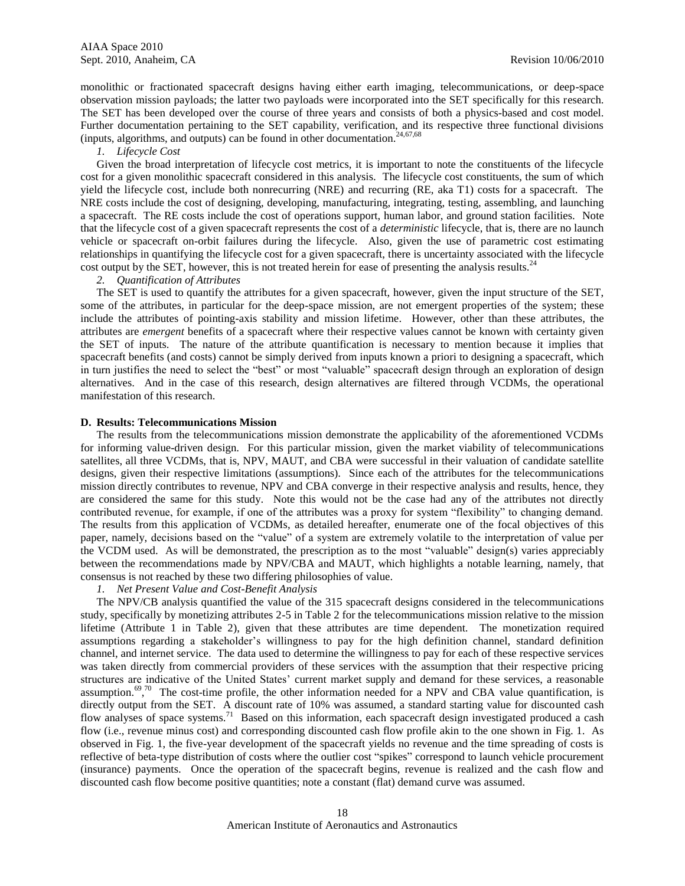monolithic or fractionated spacecraft designs having either earth imaging, telecommunications, or deep-space observation mission payloads; the latter two payloads were incorporated into the SET specifically for this research. The SET has been developed over the course of three years and consists of both a physics-based and cost model. Further documentation pertaining to the SET capability, verification, and its respective three functional divisions (inputs, algorithms, and outputs) can be found in other documentation.[24,67,68]

*1. Lifecycle Cost*

Given the broad interpretation of lifecycle cost metrics, it is important to note the constituents of the lifecycle cost for a given monolithic spacecraft considered in this analysis. The lifecycle cost constituents, the sum of which yield the lifecycle cost, include both nonrecurring (NRE) and recurring (RE, aka T1) costs for a spacecraft. The NRE costs include the cost of designing, developing, manufacturing, integrating, testing, assembling, and launching a spacecraft. The RE costs include the cost of operations support, human labor, and ground station facilities. Note that the lifecycle cost of a given spacecraft represents the cost of a *deterministic* lifecycle, that is, there are no launch vehicle or spacecraft on-orbit failures during the lifecycle. Also, given the use of parametric cost estimating relationships in quantifying the lifecycle cost for a given spacecraft, there is uncertainty associated with the lifecycle cost output by the SET, however, this is not treated herein for ease of presenting the analysis results.[24]

*2. Quantification of Attributes*

The SET is used to quantify the attributes for a given spacecraft, however, given the input structure of the SET, some of the attributes, in particular for the deep-space mission, are not emergent properties of the system; these include the attributes of pointing-axis stability and mission lifetime. However, other than these attributes, the attributes are *emergent* benefits of a spacecraft where their respective values cannot be known with certainty given the SET of inputs. The nature of the attribute quantification is necessary to mention because it implies that spacecraft benefits (and costs) cannot be simply derived from inputs known a priori to designing a spacecraft, which in turn justifies the need to select the "best" or most "valuable" spacecraft design through an exploration of design alternatives. And in the case of this research, design alternatives are filtered through VCDMs, the operational manifestation of this research.

### D. Results: Telecommunications Mission

The results from the telecommunications mission demonstrate the applicability of the aforementioned VCDMs for informing value-driven design. For this particular mission, given the market viability of telecommunications satellites, all three VCDMs, that is, NPV, MAUT, and CBA were successful in their valuation of candidate satellite designs, given their respective limitations (assumptions). Since each of the attributes for the telecommunications mission directly contributes to revenue, NPV and CBA converge in their respective analysis and results, hence, they are considered the same for this study. Note this would not be the case had any of the attributes not directly contributed revenue, for example, if one of the attributes was a proxy for system "flexibility" to changing demand. The results from this application of VCDMs, as detailed hereafter, enumerate one of the focal objectives of this paper, namely, decisions based on the "value" of a system are extremely volatile to the interpretation of value per the VCDM used. As will be demonstrated, the prescription as to the most "valuable" design(s) varies appreciably between the recommendations made by NPV/CBA and MAUT, which highlights a notable learning, namely, that consensus is not reached by these two differing philosophies of value.

*1. Net Present Value and Cost-Benefit Analysis*

The NPV/CB analysis quantified the value of the 315 spacecraft designs considered in the telecommunications study, specifically by monetizing attributes 2-5 in Table 2 for the telecommunications mission relative to the mission lifetime (Attribute 1 in Table 2), given that these attributes are time dependent. The monetization required assumptions regarding a stakeholder's willingness to pay for the high definition channel, standard definition channel, and internet service. The data used to determine the willingness to pay for each of these respective services was taken directly from commercial providers of these services with the assumption that their respective pricing structures are indicative of the United States' current market supply and demand for these services, a reasonable assumption.[69,70] The cost-time profile, the other information needed for a NPV and CBA value quantification, is directly output from the SET. A discount rate of 10% was assumed, a standard starting value for discounted cash flow analyses of space systems.[71] Based on this information, each spacecraft design investigated produced a cash flow (i.e., revenue minus cost) and corresponding discounted cash flow profile akin to the one shown in Fig. 1. As observed in Fig. 1, the five-year development of the spacecraft yields no revenue and the time spreading of costs is reflective of beta-type distribution of costs where the outlier cost "spikes" correspond to launch vehicle procurement (insurance) payments. Once the operation of the spacecraft begins, revenue is realized and the cash flow and discounted cash flow become positive quantities; note a constant (flat) demand curve was assumed.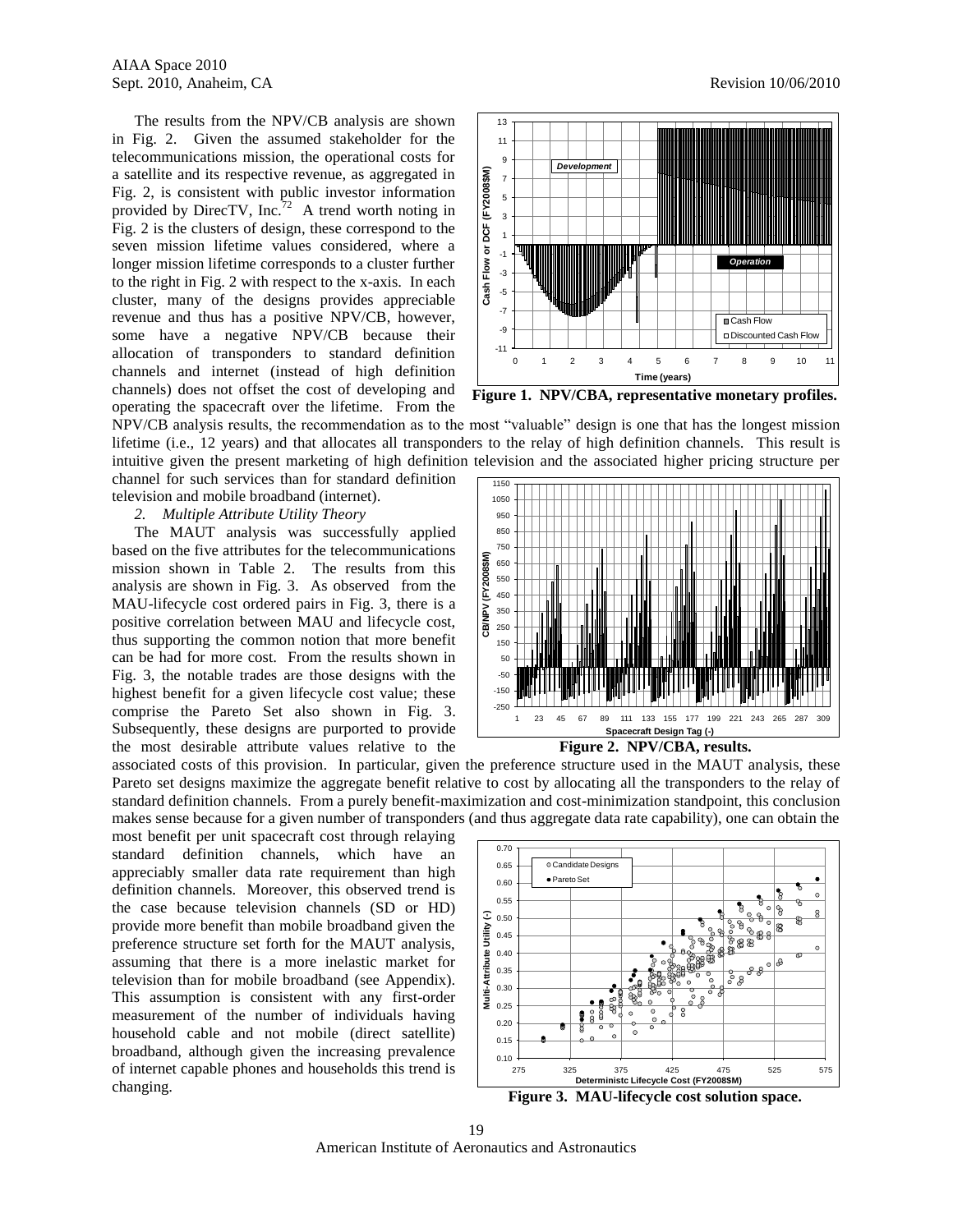The results from the NPV/CB analysis are shown in Fig. 2. Given the assumed stakeholder for the telecommunications mission, the operational costs for a satellite and its respective revenue, as aggregated in Fig. 2, is consistent with public investor information provided by DirecTV, Inc.[72] A trend worth noting in Fig. 2 is the clusters of design, these correspond to the seven mission lifetime values considered, where a longer mission lifetime corresponds to a cluster further to the right in Fig. 2 with respect to the x-axis. In each cluster, many of the designs provides appreciable revenue and thus has a positive NPV/CB, however, some have a negative NPV/CB because their allocation of transponders to standard definition channels and internet (instead of high definition channels) does not offset the cost of developing and operating the spacecraft over the lifetime. From the NPV/CB analysis results, the recommendation as to the most "valuable" design is one that has the longest mission lifetime (i.e., 12 years) and that allocates all transponders to the relay of high definition channels. This result is intuitive given the present marketing of high definition television and the associated higher pricing structure per channel for such services than for standard definition television and mobile broadband (internet).

**Figure 1. NPV/CBA, representative monetary profiles.**

**Figure 2. NPV/CBA, results.**

*2. Multiple Attribute Utility Theory*

The MAUT analysis was successfully applied based on the five attributes for the telecommunications mission shown in Table 2. The results from this analysis are shown in Fig. 3. As observed from the MAU-lifecycle cost ordered pairs in Fig. 3, there is a positive correlation between MAU and lifecycle cost, thus supporting the common notion that more benefit can be had for more cost. From the results shown in Fig. 3, the notable trades are those designs with the highest benefit for a given lifecycle cost value; these comprise the Pareto Set also shown in Fig. 3. Subsequently, these designs are purported to provide the most desirable attribute values relative to the associated costs of this provision. In particular, given the preference structure used in the MAUT analysis, these Pareto set designs maximize the aggregate benefit relative to cost by allocating all the transponders to the relay of standard definition channels. From a purely benefit-maximization and cost-minimization standpoint, this conclusion makes sense because for a given number of transponders (and thus aggregate data rate capability), one can obtain the most benefit per unit spacecraft cost through relaying standard definition channels, which have an appreciably smaller data rate requirement than high definition channels. Moreover, this observed trend is the case because television channels (SD or HD) provide more benefit than mobile broadband given the preference structure set forth for the MAUT analysis, assuming that there is a more inelastic market for television than for mobile broadband (see Appendix). This assumption is consistent with any first-order measurement of the number of individuals having household cable and not mobile (direct satellite) broadband, although given the increasing prevalence of internet capable phones and households this trend is changing.

**Figure 3. MAU-lifecycle cost solution space.**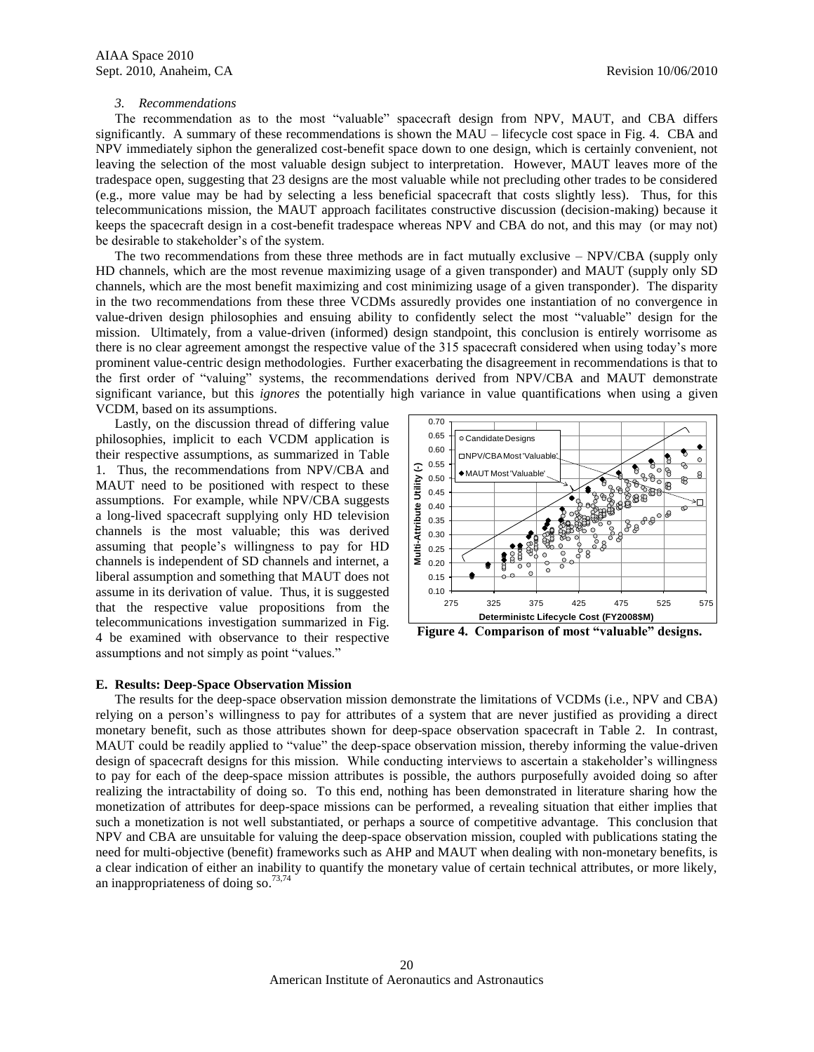### *3. Recommendations*

The recommendation as to the most "valuable" spacecraft design from NPV, MAUT, and CBA differs significantly. A summary of these recommendations is shown the MAU – lifecycle cost space in Fig. 4. CBA and NPV immediately siphon the generalized cost-benefit space down to one design, which is certainly convenient, not leaving the selection of the most valuable design subject to interpretation. However, MAUT leaves more of the tradespace open, suggesting that 23 designs are the most valuable while not precluding other trades to be considered (e.g., more value may be had by selecting a less beneficial spacecraft that costs slightly less). Thus, for this telecommunications mission, the MAUT approach facilitates constructive discussion (decision-making) because it keeps the spacecraft design in a cost-benefit tradespace whereas NPV and CBA do not, and this may (or may not) be desirable to stakeholder's of the system.

The two recommendations from these three methods are in fact mutually exclusive – NPV/CBA (supply only HD channels, which are the most revenue maximizing usage of a given transponder) and MAUT (supply only SD channels, which are the most benefit maximizing and cost minimizing usage of a given transponder). The disparity in the two recommendations from these three VCDMs assuredly provides one instantiation of no convergence in value-driven design philosophies and ensuing ability to confidently select the most "valuable" design for the mission. Ultimately, from a value-driven (informed) design standpoint, this conclusion is entirely worrisome as there is no clear agreement amongst the respective value of the 315 spacecraft considered when using today's more prominent value-centric design methodologies. Further exacerbating the disagreement in recommendations is that to the first order of "valuing" systems, the recommendations derived from NPV/CBA and MAUT demonstrate significant variance, but this *ignores* the potentially high variance in value quantifications when using a given VCDM, based on its assumptions.

Lastly, on the discussion thread of differing value philosophies, implicit to each VCDM application is their respective assumptions, as summarized in Table 1. Thus, the recommendations from NPV/CBA and MAUT need to be positioned with respect to these assumptions. For example, while NPV/CBA suggests a long-lived spacecraft supplying only HD television channels is the most valuable; this was derived assuming that people's willingness to pay for HD channels is independent of SD channels and internet, a liberal assumption and something that MAUT does not assume in its derivation of value. Thus, it is suggested that the respective value propositions from the telecommunications investigation summarized in Fig. 4 be examined with observance to their respective assumptions and not simply as point "values."

**Figure 4. Comparison of most "valuable" designs.**

### E. Results: Deep-Space Observation Mission

The results for the deep-space observation mission demonstrate the limitations of VCDMs (i.e., NPV and CBA) relying on a person's willingness to pay for attributes of a system that are never justified as providing a direct monetary benefit, such as those attributes shown for deep-space observation spacecraft in Table 2. In contrast, MAUT could be readily applied to "value" the deep-space observation mission, thereby informing the value-driven design of spacecraft designs for this mission. While conducting interviews to ascertain a stakeholder's willingness to pay for each of the deep-space mission attributes is possible, the authors purposefully avoided doing so after realizing the intractability of doing so. To this end, nothing has been demonstrated in literature sharing how the monetization of attributes for deep-space missions can be performed, a revealing situation that either implies that such a monetization is not well substantiated, or perhaps a source of competitive advantage. This conclusion that NPV and CBA are unsuitable for valuing the deep-space observation mission, coupled with publications stating the need for multi-objective (benefit) frameworks such as AHP and MAUT when dealing with non-monetary benefits, is a clear indication of either an inability to quantify the monetary value of certain technical attributes, or more likely, an inappropriateness of doing so.[73,74]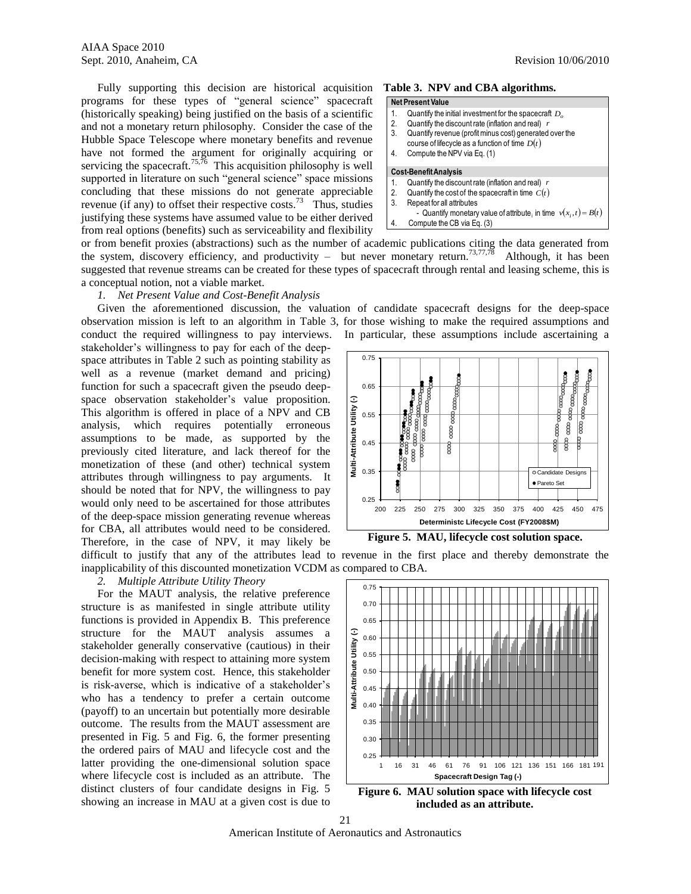Fully supporting this decision are historical acquisition programs for these types of "general science" spacecraft (historically speaking) being justified on the basis of a scientific and not a monetary return philosophy. Consider the case of the Hubble Space Telescope where monetary benefits and revenue have not formed the argument for originally acquiring or servicing the spacecraft.[75,76] This acquisition philosophy is well supported in literature on such "general science" space missions concluding that these missions do not generate appreciable revenue (if any) to offset their respective costs.[73] Thus, studies justifying these systems have assumed value to be either derived from real options (benefits) such as serviceability and flexibility or from benefit proxies (abstractions) such as the number of academic publications citing the data generated from the system, discovery efficiency, and productivity – but never monetary return.[73,77,78] Although, it has been suggested that revenue streams can be created for these types of spacecraft through rental and leasing scheme, this is a conceptual notion, not a viable market.

**Table 3. NPV and CBA algorithms.**

| **Net Present Value** |
|---|
| 1. Quantify the initial investment for the spacecraft $D_o$ |
| 2. Quantify the discount rate (inflation and real) $r$ |
| 3. Quantify revenue (profit minus cost) generated over the course of lifecycle as a function of time $D(t)$ |
| 4. Compute the NPV via Eq. (1) |
| **Cost-Benefit Analysis** |
| 1. Quantify the discount rate (inflation and real) $r$ |
| 2. Quantify the cost of the spacecraft in time $C(t)$ |
| 3. Repeat for all attributes<br>- Quantify monetary value of attribute$_i$ in time $v(x_i, t) = B(t)$ |
| 4. Compute the CB via Eq. (3) |

*1. Net Present Value and Cost-Benefit Analysis*

Given the aforementioned discussion, the valuation of candidate spacecraft designs for the deep-space observation mission is left to an algorithm in Table 3, for those wishing to make the required assumptions and conduct the required willingness to pay interviews. In particular, these assumptions include ascertaining a stakeholder's willingness to pay for each of the deep-space attributes in Table 2 such as pointing stability as well as a revenue (market demand and pricing) function for such a spacecraft given the pseudo deep-space observation stakeholder's value proposition. This algorithm is offered in place of a NPV and CB analysis, which requires potentially erroneous assumptions to be made, as supported by the previously cited literature, and lack thereof for the monetization of these (and other) technical system attributes through willingness to pay arguments. It should be noted that for NPV, the willingness to pay would only need to be ascertained for those attributes of the deep-space mission generating revenue whereas for CBA, all attributes would need to be considered. Therefore, in the case of NPV, it may likely be difficult to justify that any of the attributes lead to revenue in the first place and thereby demonstrate the inapplicability of this discounted monetization VCDM as compared to CBA.

**Figure 5. MAU, lifecycle cost solution space.**

*2. Multiple Attribute Utility Theory*

For the MAUT analysis, the relative preference structure is as manifested in single attribute utility functions is provided in Appendix B. This preference structure for the MAUT analysis assumes a stakeholder generally conservative (cautious) in their decision-making with respect to attaining more system benefit for more system cost. Hence, this stakeholder is risk-averse, which is indicative of a stakeholder's who has a tendency to prefer a certain outcome (payoff) to an uncertain but potentially more desirable outcome. The results from the MAUT assessment are presented in Fig. 5 and Fig. 6, the former presenting the ordered pairs of MAU and lifecycle cost and the latter providing the one-dimensional solution space where lifecycle cost is included as an attribute. The distinct clusters of four candidate designs in Fig. 5 showing an increase in MAU at a given cost is due to

**Figure 6. MAU solution space with lifecycle cost included as an attribute.**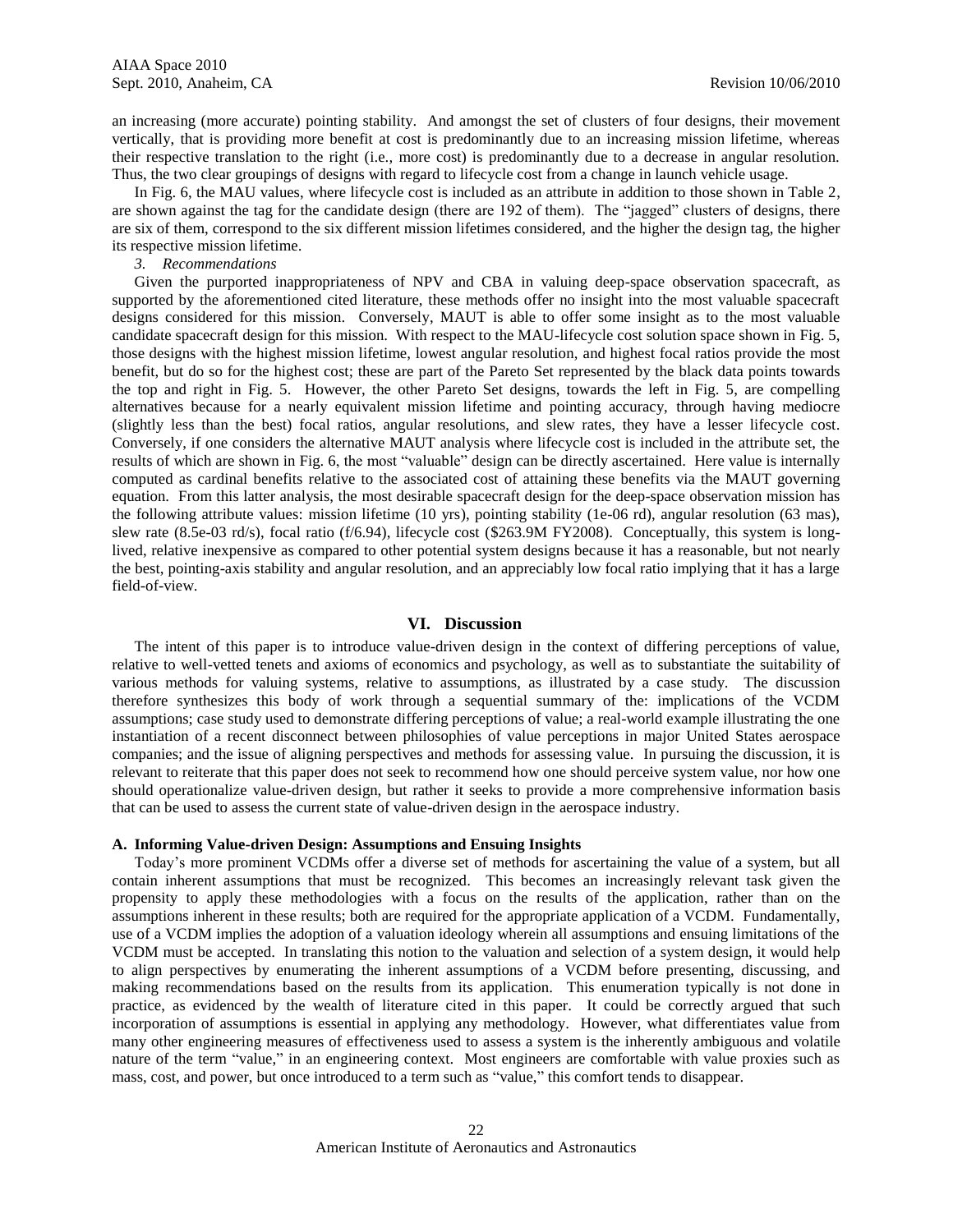an increasing (more accurate) pointing stability. And amongst the set of clusters of four designs, their movement vertically, that is providing more benefit at cost is predominantly due to an increasing mission lifetime, whereas their respective translation to the right (i.e., more cost) is predominantly due to a decrease in angular resolution. Thus, the two clear groupings of designs with regard to lifecycle cost from a change in launch vehicle usage.

In Fig. 6, the MAU values, where lifecycle cost is included as an attribute in addition to those shown in Table 2, are shown against the tag for the candidate design (there are 192 of them). The "jagged" clusters of designs, there are six of them, correspond to the six different mission lifetimes considered, and the higher the design tag, the higher its respective mission lifetime.

*3. Recommendations*

Given the purported inappropriateness of NPV and CBA in valuing deep-space observation spacecraft, as supported by the aforementioned cited literature, these methods offer no insight into the most valuable spacecraft designs considered for this mission. Conversely, MAUT is able to offer some insight as to the most valuable candidate spacecraft design for this mission. With respect to the MAU-lifecycle cost solution space shown in Fig. 5, those designs with the highest mission lifetime, lowest angular resolution, and highest focal ratios provide the most benefit, but do so for the highest cost; these are part of the Pareto Set represented by the black data points towards the top and right in Fig. 5. However, the other Pareto Set designs, towards the left in Fig. 5, are compelling alternatives because for a nearly equivalent mission lifetime and pointing accuracy, through having mediocre (slightly less than the best) focal ratios, angular resolutions, and slew rates, they have a lesser lifecycle cost. Conversely, if one considers the alternative MAUT analysis where lifecycle cost is included in the attribute set, the results of which are shown in Fig. 6, the most "valuable" design can be directly ascertained. Here value is internally computed as cardinal benefits relative to the associated cost of attaining these benefits via the MAUT governing equation. From this latter analysis, the most desirable spacecraft design for the deep-space observation mission has the following attribute values: mission lifetime (10 yrs), pointing stability (1e-06 rd), angular resolution (63 mas), slew rate (8.5e-03 rd/s), focal ratio (f/6.94), lifecycle cost ($263.9M FY2008). Conceptually, this system is long-lived, relative inexpensive as compared to other potential system designs because it has a reasonable, but not nearly the best, pointing-axis stability and angular resolution, and an appreciably low focal ratio implying that it has a large field-of-view.

## VI. Discussion

The intent of this paper is to introduce value-driven design in the context of differing perceptions of value, relative to well-vetted tenets and axioms of economics and psychology, as well as to substantiate the suitability of various methods for valuing systems, relative to assumptions, as illustrated by a case study. The discussion therefore synthesizes this body of work through a sequential summary of the: implications of the VCDM assumptions; case study used to demonstrate differing perceptions of value; a real-world example illustrating the one instantiation of a recent disconnect between philosophies of value perceptions in major United States aerospace companies; and the issue of aligning perspectives and methods for assessing value. In pursuing the discussion, it is relevant to reiterate that this paper does not seek to recommend how one should perceive system value, nor how one should operationalize value-driven design, but rather it seeks to provide a more comprehensive information basis that can be used to assess the current state of value-driven design in the aerospace industry.

### A. Informing Value-driven Design: Assumptions and Ensuing Insights

Today's more prominent VCDMs offer a diverse set of methods for ascertaining the value of a system, but all contain inherent assumptions that must be recognized. This becomes an increasingly relevant task given the propensity to apply these methodologies with a focus on the results of the application, rather than on the assumptions inherent in these results; both are required for the appropriate application of a VCDM. Fundamentally, use of a VCDM implies the adoption of a valuation ideology wherein all assumptions and ensuing limitations of the VCDM must be accepted. In translating this notion to the valuation and selection of a system design, it would help to align perspectives by enumerating the inherent assumptions of a VCDM before presenting, discussing, and making recommendations based on the results from its application. This enumeration typically is not done in practice, as evidenced by the wealth of literature cited in this paper. It could be correctly argued that such incorporation of assumptions is essential in applying any methodology. However, what differentiates value from many other engineering measures of effectiveness used to assess a system is the inherently ambiguous and volatile nature of the term "value," in an engineering context. Most engineers are comfortable with value proxies such as mass, cost, and power, but once introduced to a term such as "value," this comfort tends to disappear.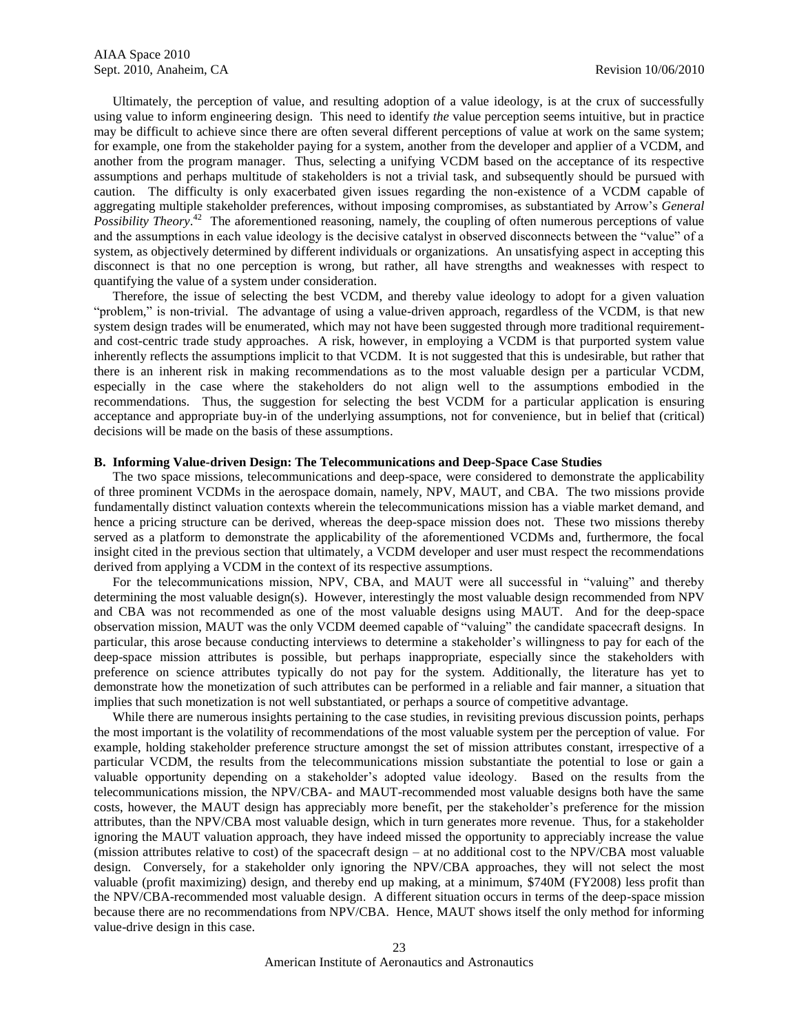Ultimately, the perception of value, and resulting adoption of a value ideology, is at the crux of successfully using value to inform engineering design. This need to identify *the* value perception seems intuitive, but in practice may be difficult to achieve since there are often several different perceptions of value at work on the same system; for example, one from the stakeholder paying for a system, another from the developer and applier of a VCDM, and another from the program manager. Thus, selecting a unifying VCDM based on the acceptance of its respective assumptions and perhaps multitude of stakeholders is not a trivial task, and subsequently should be pursued with caution. The difficulty is only exacerbated given issues regarding the non-existence of a VCDM capable of aggregating multiple stakeholder preferences, without imposing compromises, as substantiated by Arrow's *General Possibility Theory*.[42] The aforementioned reasoning, namely, the coupling of often numerous perceptions of value and the assumptions in each value ideology is the decisive catalyst in observed disconnects between the "value" of a system, as objectively determined by different individuals or organizations. An unsatisfying aspect in accepting this disconnect is that no one perception is wrong, but rather, all have strengths and weaknesses with respect to quantifying the value of a system under consideration.

Therefore, the issue of selecting the best VCDM, and thereby value ideology to adopt for a given valuation "problem," is non-trivial. The advantage of using a value-driven approach, regardless of the VCDM, is that new system design trades will be enumerated, which may not have been suggested through more traditional requirement- and cost-centric trade study approaches. A risk, however, in employing a VCDM is that purported system value inherently reflects the assumptions implicit to that VCDM. It is not suggested that this is undesirable, but rather that there is an inherent risk in making recommendations as to the most valuable design per a particular VCDM, especially in the case where the stakeholders do not align well to the assumptions embodied in the recommendations. Thus, the suggestion for selecting the best VCDM for a particular application is ensuring acceptance and appropriate buy-in of the underlying assumptions, not for convenience, but in belief that (critical) decisions will be made on the basis of these assumptions.

### B. Informing Value-driven Design: The Telecommunications and Deep-Space Case Studies

The two space missions, telecommunications and deep-space, were considered to demonstrate the applicability of three prominent VCDMs in the aerospace domain, namely, NPV, MAUT, and CBA. The two missions provide fundamentally distinct valuation contexts wherein the telecommunications mission has a viable market demand, and hence a pricing structure can be derived, whereas the deep-space mission does not. These two missions thereby served as a platform to demonstrate the applicability of the aforementioned VCDMs and, furthermore, the focal insight cited in the previous section that ultimately, a VCDM developer and user must respect the recommendations derived from applying a VCDM in the context of its respective assumptions.

For the telecommunications mission, NPV, CBA, and MAUT were all successful in "valuing" and thereby determining the most valuable design(s). However, interestingly the most valuable design recommended from NPV and CBA was not recommended as one of the most valuable designs using MAUT. And for the deep-space observation mission, MAUT was the only VCDM deemed capable of "valuing" the candidate spacecraft designs. In particular, this arose because conducting interviews to determine a stakeholder's willingness to pay for each of the deep-space mission attributes is possible, but perhaps inappropriate, especially since the stakeholders with preference on science attributes typically do not pay for the system. Additionally, the literature has yet to demonstrate how the monetization of such attributes can be performed in a reliable and fair manner, a situation that implies that such monetization is not well substantiated, or perhaps a source of competitive advantage.

While there are numerous insights pertaining to the case studies, in revisiting previous discussion points, perhaps the most important is the volatility of recommendations of the most valuable system per the perception of value. For example, holding stakeholder preference structure amongst the set of mission attributes constant, irrespective of a particular VCDM, the results from the telecommunications mission substantiate the potential to lose or gain a valuable opportunity depending on a stakeholder's adopted value ideology. Based on the results from the telecommunications mission, the NPV/CBA- and MAUT-recommended most valuable designs both have the same costs, however, the MAUT design has appreciably more benefit, per the stakeholder's preference for the mission attributes, than the NPV/CBA most valuable design, which in turn generates more revenue. Thus, for a stakeholder ignoring the MAUT valuation approach, they have indeed missed the opportunity to appreciably increase the value (mission attributes relative to cost) of the spacecraft design – at no additional cost to the NPV/CBA most valuable design. Conversely, for a stakeholder only ignoring the NPV/CBA approaches, they will not select the most valuable (profit maximizing) design, and thereby end up making, at a minimum, \$740M (FY2008) less profit than the NPV/CBA-recommended most valuable design. A different situation occurs in terms of the deep-space mission because there are no recommendations from NPV/CBA. Hence, MAUT shows itself the only method for informing value-drive design in this case.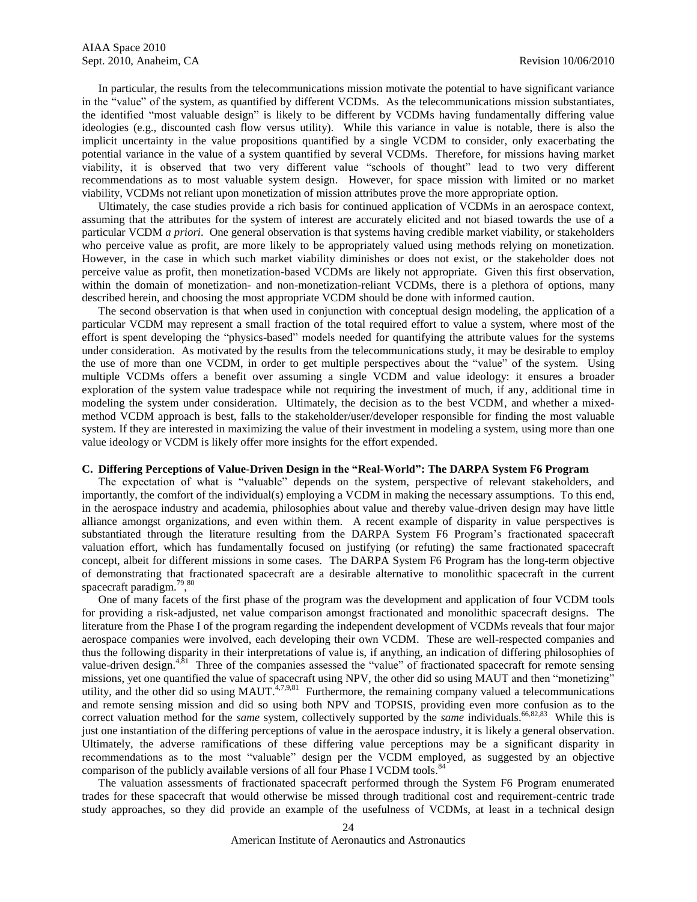In particular, the results from the telecommunications mission motivate the potential to have significant variance in the "value" of the system, as quantified by different VCDMs. As the telecommunications mission substantiates, the identified "most valuable design" is likely to be different by VCDMs having fundamentally differing value ideologies (e.g., discounted cash flow versus utility). While this variance in value is notable, there is also the implicit uncertainty in the value propositions quantified by a single VCDM to consider, only exacerbating the potential variance in the value of a system quantified by several VCDMs. Therefore, for missions having market viability, it is observed that two very different value "schools of thought" lead to two very different recommendations as to most valuable system design. However, for space mission with limited or no market viability, VCDMs not reliant upon monetization of mission attributes prove the more appropriate option.

Ultimately, the case studies provide a rich basis for continued application of VCDMs in an aerospace context, assuming that the attributes for the system of interest are accurately elicited and not biased towards the use of a particular VCDM *a priori*. One general observation is that systems having credible market viability, or stakeholders who perceive value as profit, are more likely to be appropriately valued using methods relying on monetization. However, in the case in which such market viability diminishes or does not exist, or the stakeholder does not perceive value as profit, then monetization-based VCDMs are likely not appropriate. Given this first observation, within the domain of monetization- and non-monetization-reliant VCDMs, there is a plethora of options, many described herein, and choosing the most appropriate VCDM should be done with informed caution.

The second observation is that when used in conjunction with conceptual design modeling, the application of a particular VCDM may represent a small fraction of the total required effort to value a system, where most of the effort is spent developing the "physics-based" models needed for quantifying the attribute values for the systems under consideration. As motivated by the results from the telecommunications study, it may be desirable to employ the use of more than one VCDM, in order to get multiple perspectives about the "value" of the system. Using multiple VCDMs offers a benefit over assuming a single VCDM and value ideology: it ensures a broader exploration of the system value tradespace while not requiring the investment of much, if any, additional time in modeling the system under consideration. Ultimately, the decision as to the best VCDM, and whether a mixed-method VCDM approach is best, falls to the stakeholder/user/developer responsible for finding the most valuable system. If they are interested in maximizing the value of their investment in modeling a system, using more than one value ideology or VCDM is likely offer more insights for the effort expended.

### C. Differing Perceptions of Value-Driven Design in the "Real-World": The DARPA System F6 Program

The expectation of what is "valuable" depends on the system, perspective of relevant stakeholders, and importantly, the comfort of the individual(s) employing a VCDM in making the necessary assumptions. To this end, in the aerospace industry and academia, philosophies about value and thereby value-driven design may have little alliance amongst organizations, and even within them. A recent example of disparity in value perspectives is substantiated through the literature resulting from the DARPA System F6 Program's fractionated spacecraft valuation effort, which has fundamentally focused on justifying (or refuting) the same fractionated spacecraft concept, albeit for different missions in some cases. The DARPA System F6 Program has the long-term objective of demonstrating that fractionated spacecraft are a desirable alternative to monolithic spacecraft in the current spacecraft paradigm.[79,80]

One of many facets of the first phase of the program was the development and application of four VCDM tools for providing a risk-adjusted, net value comparison amongst fractionated and monolithic spacecraft designs. The literature from the Phase I of the program regarding the independent development of VCDMs reveals that four major aerospace companies were involved, each developing their own VCDM. These are well-respected companies and thus the following disparity in their interpretations of value is, if anything, an indication of differing philosophies of value-driven design.[4,81] Three of the companies assessed the "value" of fractionated spacecraft for remote sensing missions, yet one quantified the value of spacecraft using NPV, the other did so using MAUT and then "monetizing" utility, and the other did so using MAUT.[4,7,9,81] Furthermore, the remaining company valued a telecommunications and remote sensing mission and did so using both NPV and TOPSIS, providing even more confusion as to the correct valuation method for the *same* system, collectively supported by the *same* individuals.[66,82,83] While this is just one instantiation of the differing perceptions of value in the aerospace industry, it is likely a general observation. Ultimately, the adverse ramifications of these differing value perceptions may be a significant disparity in recommendations as to the most "valuable" design per the VCDM employed, as suggested by an objective comparison of the publicly available versions of all four Phase I VCDM tools.[84]

The valuation assessments of fractionated spacecraft performed through the System F6 Program enumerated trades for these spacecraft that would otherwise be missed through traditional cost and requirement-centric trade study approaches, so they did provide an example of the usefulness of VCDMs, at least in a technical design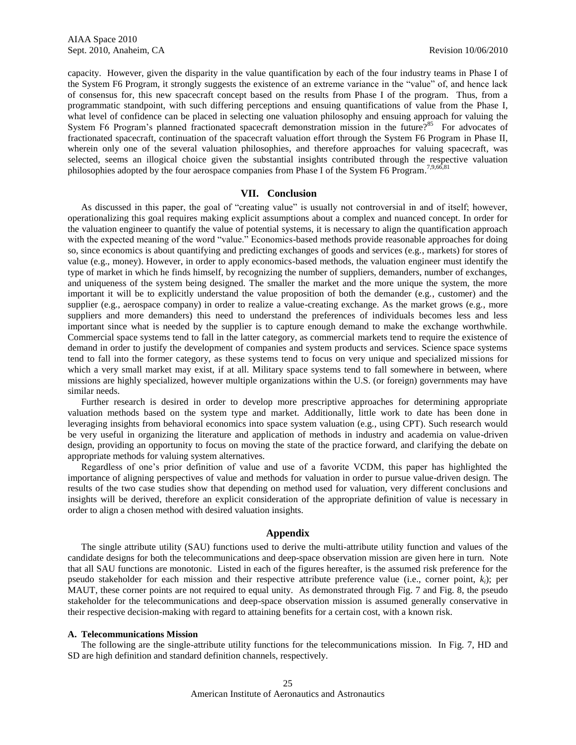capacity. However, given the disparity in the value quantification by each of the four industry teams in Phase I of the System F6 Program, it strongly suggests the existence of an extreme variance in the "value" of, and hence lack of consensus for, this new spacecraft concept based on the results from Phase I of the program. Thus, from a programmatic standpoint, with such differing perceptions and ensuing quantifications of value from the Phase I, what level of confidence can be placed in selecting one valuation philosophy and ensuing approach for valuing the System F6 Program's planned fractionated spacecraft demonstration mission in the future?[85] For advocates of fractionated spacecraft, continuation of the spacecraft valuation effort through the System F6 Program in Phase II, wherein only one of the several valuation philosophies, and therefore approaches for valuing spacecraft, was selected, seems an illogical choice given the substantial insights contributed through the respective valuation philosophies adopted by the four aerospace companies from Phase I of the System F6 Program.[7,9,66,81]

## VII. Conclusion

As discussed in this paper, the goal of "creating value" is usually not controversial in and of itself; however, operationalizing this goal requires making explicit assumptions about a complex and nuanced concept. In order for the valuation engineer to quantify the value of potential systems, it is necessary to align the quantification approach with the expected meaning of the word "value." Economics-based methods provide reasonable approaches for doing so, since economics is about quantifying and predicting exchanges of goods and services (e.g., markets) for stores of value (e.g., money). However, in order to apply economics-based methods, the valuation engineer must identify the type of market in which he finds himself, by recognizing the number of suppliers, demanders, number of exchanges, and uniqueness of the system being designed. The smaller the market and the more unique the system, the more important it will be to explicitly understand the value proposition of both the demander (e.g., customer) and the supplier (e.g., aerospace company) in order to realize a value-creating exchange. As the market grows (e.g., more suppliers and more demanders) this need to understand the preferences of individuals becomes less and less important since what is needed by the supplier is to capture enough demand to make the exchange worthwhile. Commercial space systems tend to fall in the latter category, as commercial markets tend to require the existence of demand in order to justify the development of companies and system products and services. Science space systems tend to fall into the former category, as these systems tend to focus on very unique and specialized missions for which a very small market may exist, if at all. Military space systems tend to fall somewhere in between, where missions are highly specialized, however multiple organizations within the U.S. (or foreign) governments may have similar needs.

Further research is desired in order to develop more prescriptive approaches for determining appropriate valuation methods based on the system type and market. Additionally, little work to date has been done in leveraging insights from behavioral economics into space system valuation (e.g., using CPT). Such research would be very useful in organizing the literature and application of methods in industry and academia on value-driven design, providing an opportunity to focus on moving the state of the practice forward, and clarifying the debate on appropriate methods for valuing system alternatives.

Regardless of one's prior definition of value and use of a favorite VCDM, this paper has highlighted the importance of aligning perspectives of value and methods for valuation in order to pursue value-driven design. The results of the two case studies show that depending on method used for valuation, very different conclusions and insights will be derived, therefore an explicit consideration of the appropriate definition of value is necessary in order to align a chosen method with desired valuation insights.

## Appendix

The single attribute utility (SAU) functions used to derive the multi-attribute utility function and values of the candidate designs for both the telecommunications and deep-space observation mission are given here in turn. Note that all SAU functions are monotonic. Listed in each of the figures hereafter, is the assumed risk preference for the pseudo stakeholder for each mission and their respective attribute preference value (i.e., corner point, $k_i$); per MAUT, these corner points are not required to equal unity. As demonstrated through Fig. 7 and Fig. 8, the pseudo stakeholder for the telecommunications and deep-space observation mission is assumed generally conservative in their respective decision-making with regard to attaining benefits for a certain cost, with a known risk.

### A. Telecommunications Mission

The following are the single-attribute utility functions for the telecommunications mission. In Fig. 7, HD and SD are high definition and standard definition channels, respectively.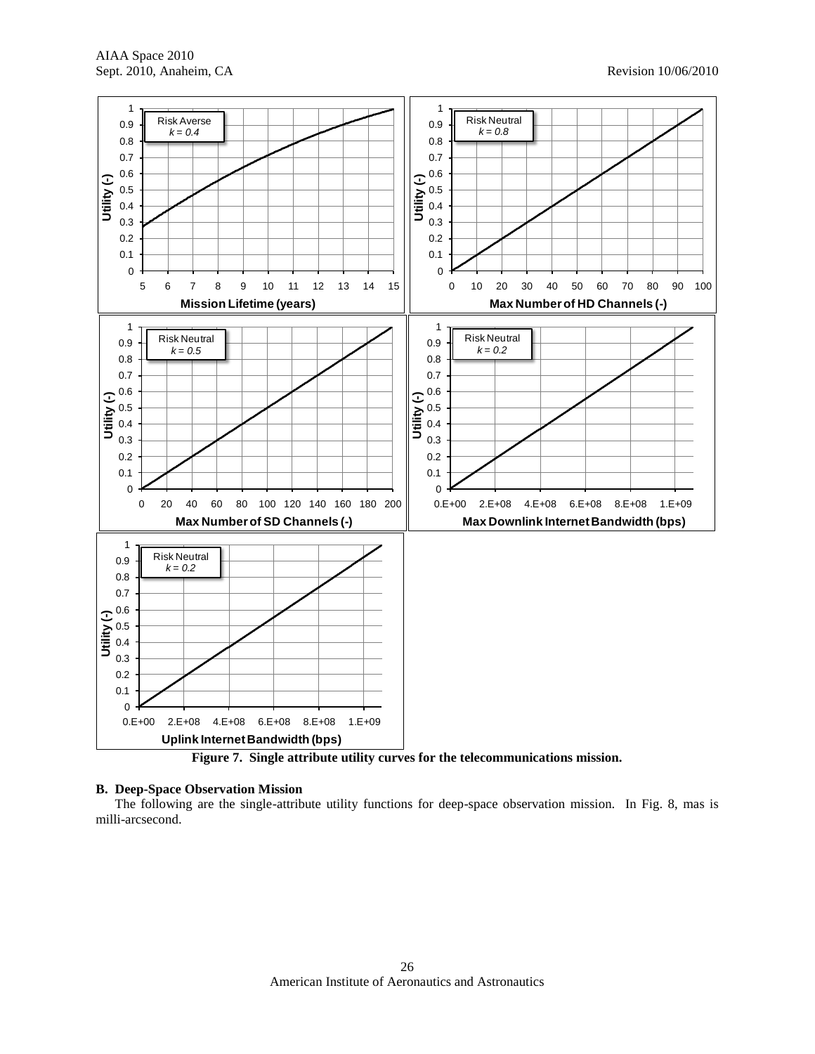Figure 7. Single attribute utility curves for the telecommunications mission.

### B. Deep-Space Observation Mission

The following are the single-attribute utility functions for deep-space observation mission. In Fig. 8, mas is milli-arcsecond.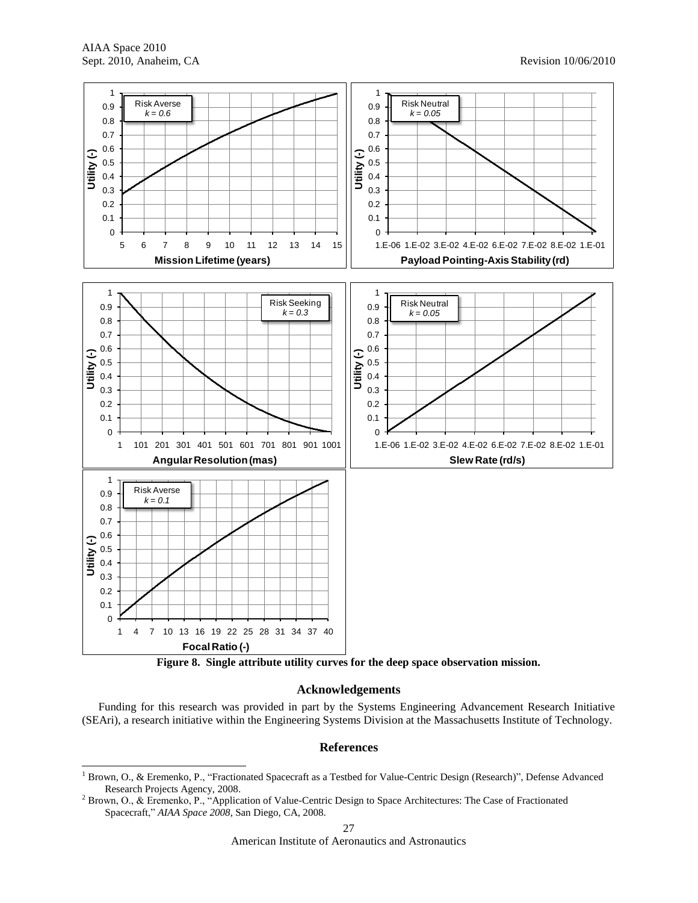Figure 8. Single attribute utility curves for the deep space observation mission.

## Acknowledgements

Funding for this research was provided in part by the Systems Engineering Advancement Research Initiative (SEAri), a research initiative within the Engineering Systems Division at the Massachusetts Institute of Technology.

## References

[1] Brown, O., & Eremenko, P., "Fractionated Spacecraft as a Testbed for Value-Centric Design (Research)", Defense Advanced Research Projects Agency, 2008.

[2] Brown, O., & Eremenko, P., "Application of Value-Centric Design to Space Architectures: The Case of Fractionated Spacecraft," *AIAA Space 2008*, San Diego, CA, 2008.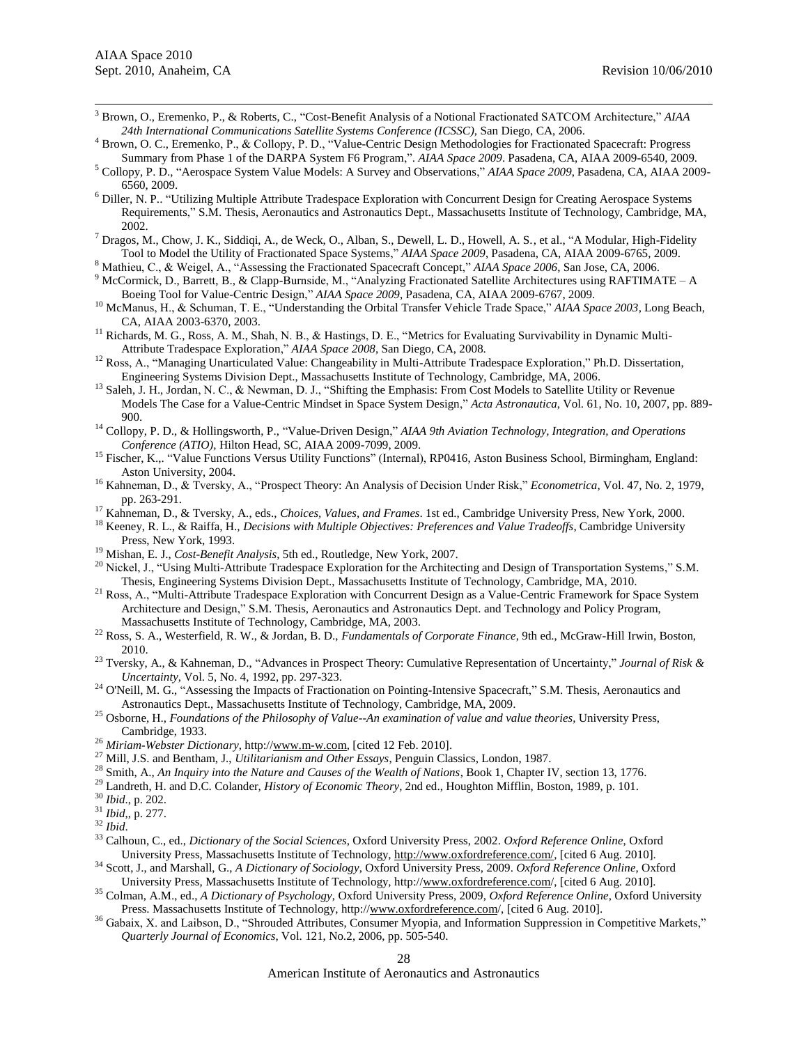[3] Brown, O., Eremenko, P., & Roberts, C., "Cost-Benefit Analysis of a Notional Fractionated SATCOM Architecture," *AIAA 24th International Communications Satellite Systems Conference (ICSSC)*, San Diego, CA, 2006.

[4] Brown, O. C., Eremenko, P., & Collopy, P. D., "Value-Centric Design Methodologies for Fractionated Spacecraft: Progress Summary from Phase 1 of the DARPA System F6 Program,". *AIAA Space 2009*. Pasadena, CA, AIAA 2009-6540, 2009.

[5] Collopy, P. D., "Aerospace System Value Models: A Survey and Observations," *AIAA Space 2009*, Pasadena, CA, AIAA 2009-6560, 2009.

[6] Diller, N. P.. "Utilizing Multiple Attribute Tradespace Exploration with Concurrent Design for Creating Aerospace Systems Requirements," S.M. Thesis, Aeronautics and Astronautics Dept., Massachusetts Institute of Technology, Cambridge, MA, 2002.

[7] Dragos, M., Chow, J. K., Siddiqi, A., de Weck, O., Alban, S., Dewell, L. D., Howell, A. S., et al., "A Modular, High-Fidelity Tool to Model the Utility of Fractionated Space Systems," *AIAA Space 2009*, Pasadena, CA, AIAA 2009-6765, 2009.

[8] Mathieu, C., & Weigel, A., "Assessing the Fractionated Spacecraft Concept," *AIAA Space 2006*, San Jose, CA, 2006.

[9] McCormick, D., Barrett, B., & Clapp-Burnside, M., "Analyzing Fractionated Satellite Architectures using RAFTIMATE – A Boeing Tool for Value-Centric Design," *AIAA Space 2009*, Pasadena, CA, AIAA 2009-6767, 2009.

[10] McManus, H., & Schuman, T. E., "Understanding the Orbital Transfer Vehicle Trade Space," *AIAA Space 2003*, Long Beach, CA, AIAA 2003-6370, 2003.

[11] Richards, M. G., Ross, A. M., Shah, N. B., & Hastings, D. E., "Metrics for Evaluating Survivability in Dynamic Multi-Attribute Tradespace Exploration," *AIAA Space 2008*, San Diego, CA, 2008.

[12] Ross, A., "Managing Unarticulated Value: Changeability in Multi-Attribute Tradespace Exploration," Ph.D. Dissertation, Engineering Systems Division Dept., Massachusetts Institute of Technology, Cambridge, MA, 2006.

[13] Saleh, J. H., Jordan, N. C., & Newman, D. J., "Shifting the Emphasis: From Cost Models to Satellite Utility or Revenue Models The Case for a Value-Centric Mindset in Space System Design," *Acta Astronautica*, Vol. 61, No. 10, 2007, pp. 889-900.

[14] Collopy, P. D., & Hollingsworth, P., "Value-Driven Design," *AIAA 9th Aviation Technology, Integration, and Operations Conference (ATIO)*, Hilton Head, SC, AIAA 2009-7099, 2009.

[15] Fischer, K.,. "Value Functions Versus Utility Functions" (Internal), RP0416, Aston Business School, Birmingham, England: Aston University, 2004.

[16] Kahneman, D., & Tversky, A., "Prospect Theory: An Analysis of Decision Under Risk," *Econometrica*, Vol. 47, No. 2, 1979, pp. 263-291.

[17] Kahneman, D., & Tversky, A., eds., *Choices, Values, and Frames*. 1st ed., Cambridge University Press, New York, 2000.

[18] Keeney, R. L., & Raiffa, H., *Decisions with Multiple Objectives: Preferences and Value Tradeoffs*, Cambridge University Press, New York, 1993.

[19] Mishan, E. J., *Cost-Benefit Analysis*, 5th ed., Routledge, New York, 2007.

[20] Nickel, J., "Using Multi-Attribute Tradespace Exploration for the Architecting and Design of Transportation Systems," S.M. Thesis, Engineering Systems Division Dept., Massachusetts Institute of Technology, Cambridge, MA, 2010.

[21] Ross, A., "Multi-Attribute Tradespace Exploration with Concurrent Design as a Value-Centric Framework for Space System Architecture and Design," S.M. Thesis, Aeronautics and Astronautics Dept. and Technology and Policy Program, Massachusetts Institute of Technology, Cambridge, MA, 2003.

[22] Ross, S. A., Westerfield, R. W., & Jordan, B. D., *Fundamentals of Corporate Finance*, 9th ed., McGraw-Hill Irwin, Boston, 2010.

[23] Tversky, A., & Kahneman, D., "Advances in Prospect Theory: Cumulative Representation of Uncertainty," *Journal of Risk & Uncertainty*, Vol. 5, No. 4, 1992, pp. 297-323.

[24] O'Neill, M. G., "Assessing the Impacts of Fractionation on Pointing-Intensive Spacecraft," S.M. Thesis, Aeronautics and Astronautics Dept., Massachusetts Institute of Technology, Cambridge, MA, 2009.

[25] Osborne, H., *Foundations of the Philosophy of Value--An examination of value and value theories*, University Press, Cambridge, 1933.

[26] *Miriam-Webster Dictionary*, http://www.m-w.com, [cited 12 Feb. 2010].

[27] Mill, J.S. and Bentham, J., *Utilitarianism and Other Essays*, Penguin Classics, London, 1987.

[28] Smith, A., *An Inquiry into the Nature and Causes of the Wealth of Nations*, Book 1, Chapter IV, section 13, 1776.

[29] Landreth, H. and D.C. Colander, *History of Economic Theory*, 2nd ed., Houghton Mifflin, Boston, 1989, p. 101.

[30] *Ibid*., p. 202.

[31] *Ibid*,, p. 277.

[32] *Ibid*.

[33] Calhoun, C., ed., *Dictionary of the Social Sciences*, Oxford University Press, 2002. *Oxford Reference Online*, Oxford University Press, Massachusetts Institute of Technology, http://www.oxfordreference.com/, [cited 6 Aug. 2010].

[34] Scott, J., and Marshall, G., *A Dictionary of Sociology*, Oxford University Press, 2009. *Oxford Reference Online*, Oxford University Press, Massachusetts Institute of Technology, http://www.oxfordreference.com/, [cited 6 Aug. 2010].

[35] Colman, A.M., ed., *A Dictionary of Psychology*, Oxford University Press, 2009, *Oxford Reference Online*, Oxford University Press. Massachusetts Institute of Technology, http://www.oxfordreference.com/, [cited 6 Aug. 2010].

[36] Gabaix, X. and Laibson, D., "Shrouded Attributes, Consumer Myopia, and Information Suppression in Competitive Markets," *Quarterly Journal of Economics*, Vol. 121, No.2, 2006, pp. 505-540.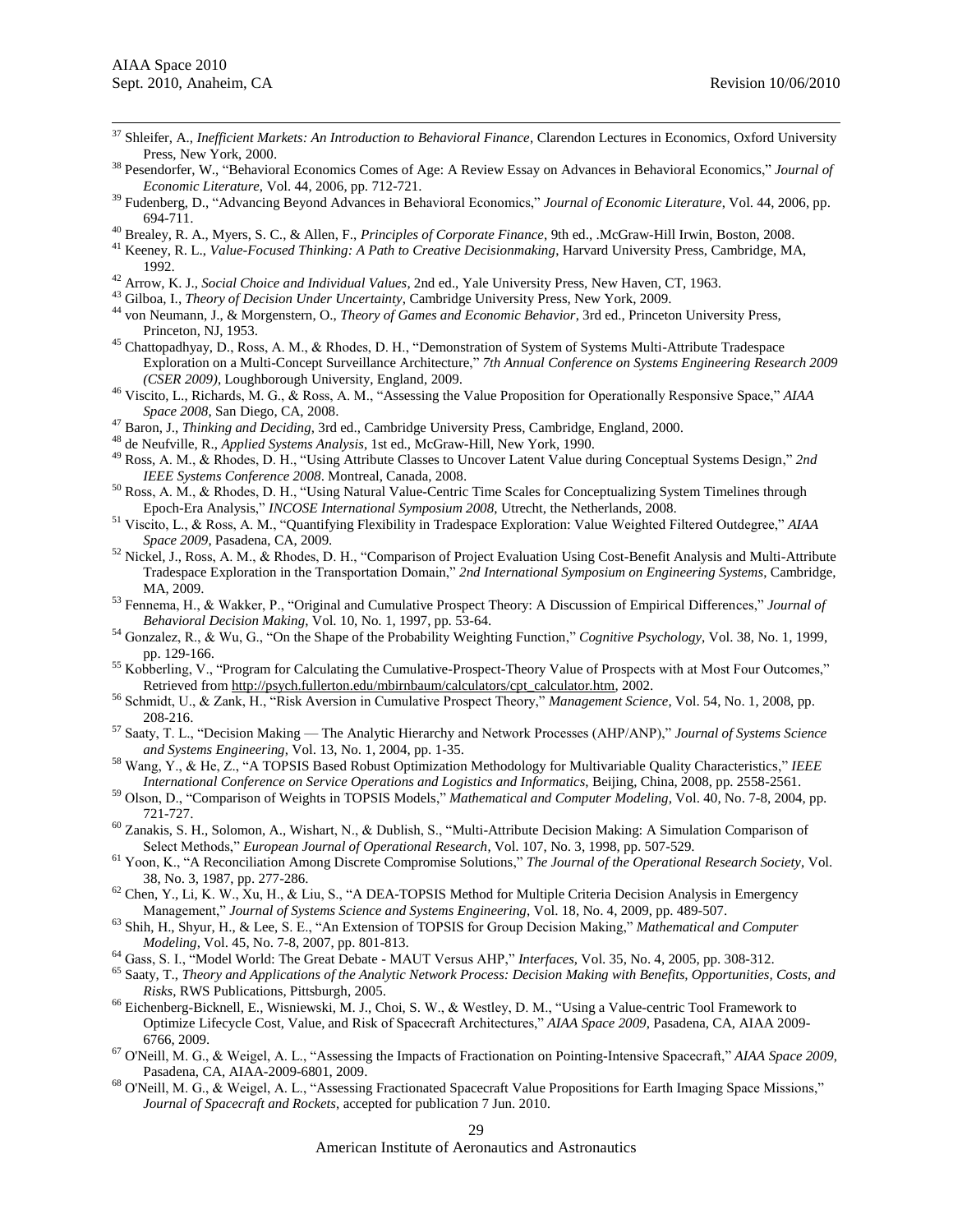[37] Shleifer, A., *Inefficient Markets: An Introduction to Behavioral Finance*, Clarendon Lectures in Economics, Oxford University Press, New York, 2000.

[38] Pesendorfer, W., "Behavioral Economics Comes of Age: A Review Essay on Advances in Behavioral Economics," *Journal of Economic Literature*, Vol. 44, 2006, pp. 712-721.

[39] Fudenberg, D., "Advancing Beyond Advances in Behavioral Economics," *Journal of Economic Literature*, Vol. 44, 2006, pp. 694-711.

[40] Brealey, R. A., Myers, S. C., & Allen, F., *Principles of Corporate Finance*, 9th ed., .McGraw-Hill Irwin, Boston, 2008.

[41] Keeney, R. L., *Value-Focused Thinking: A Path to Creative Decisionmaking*, Harvard University Press, Cambridge, MA, 1992.

[42] Arrow, K. J., *Social Choice and Individual Values*, 2nd ed., Yale University Press, New Haven, CT, 1963.

[43] Gilboa, I., *Theory of Decision Under Uncertainty*, Cambridge University Press, New York, 2009.

[44] von Neumann, J., & Morgenstern, O., *Theory of Games and Economic Behavior*, 3rd ed., Princeton University Press, Princeton, NJ, 1953.

[45] Chattopadhyay, D., Ross, A. M., & Rhodes, D. H., "Demonstration of System of Systems Multi-Attribute Tradespace Exploration on a Multi-Concept Surveillance Architecture," *7th Annual Conference on Systems Engineering Research 2009 (CSER 2009)*, Loughborough University, England, 2009.

[46] Viscito, L., Richards, M. G., & Ross, A. M., "Assessing the Value Proposition for Operationally Responsive Space," *AIAA Space 2008*, San Diego, CA, 2008.

[47] Baron, J., *Thinking and Deciding*, 3rd ed., Cambridge University Press, Cambridge, England, 2000.

[48] de Neufville, R., *Applied Systems Analysis*, 1st ed., McGraw-Hill, New York, 1990.

[49] Ross, A. M., & Rhodes, D. H., "Using Attribute Classes to Uncover Latent Value during Conceptual Systems Design," *2nd IEEE Systems Conference 2008*. Montreal, Canada, 2008.

[50] Ross, A. M., & Rhodes, D. H., "Using Natural Value-Centric Time Scales for Conceptualizing System Timelines through Epoch-Era Analysis," *INCOSE International Symposium 2008*, Utrecht, the Netherlands, 2008.

[51] Viscito, L., & Ross, A. M., "Quantifying Flexibility in Tradespace Exploration: Value Weighted Filtered Outdegree," *AIAA Space 2009*, Pasadena, CA, 2009.

[52] Nickel, J., Ross, A. M., & Rhodes, D. H., "Comparison of Project Evaluation Using Cost-Benefit Analysis and Multi-Attribute Tradespace Exploration in the Transportation Domain," *2nd International Symposium on Engineering Systems*, Cambridge, MA, 2009.

[53] Fennema, H., & Wakker, P., "Original and Cumulative Prospect Theory: A Discussion of Empirical Differences," *Journal of Behavioral Decision Making*, Vol. 10, No. 1, 1997, pp. 53-64.

[54] Gonzalez, R., & Wu, G., "On the Shape of the Probability Weighting Function," *Cognitive Psychology*, Vol. 38, No. 1, 1999, pp. 129-166.

[55] Kobberling, V., "Program for Calculating the Cumulative-Prospect-Theory Value of Prospects with at Most Four Outcomes," Retrieved from http://psych.fullerton.edu/mbirnbaum/calculators/cpt_calculator.htm, 2002.

[56] Schmidt, U., & Zank, H., "Risk Aversion in Cumulative Prospect Theory," *Management Science*, Vol. 54, No. 1, 2008, pp. 208-216.

[57] Saaty, T. L., "Decision Making — The Analytic Hierarchy and Network Processes (AHP/ANP)," *Journal of Systems Science and Systems Engineering*, Vol. 13, No. 1, 2004, pp. 1-35.

[58] Wang, Y., & He, Z., "A TOPSIS Based Robust Optimization Methodology for Multivariable Quality Characteristics," *IEEE International Conference on Service Operations and Logistics and Informatics*, Beijing, China, 2008, pp. 2558-2561.

[59] Olson, D., "Comparison of Weights in TOPSIS Models," *Mathematical and Computer Modeling*, Vol. 40, No. 7-8, 2004, pp. 721-727.

[60] Zanakis, S. H., Solomon, A., Wishart, N., & Dublish, S., "Multi-Attribute Decision Making: A Simulation Comparison of Select Methods," *European Journal of Operational Research*, Vol. 107, No. 3, 1998, pp. 507-529.

[61] Yoon, K., "A Reconciliation Among Discrete Compromise Solutions," *The Journal of the Operational Research Society*, Vol. 38, No. 3, 1987, pp. 277-286.

[62] Chen, Y., Li, K. W., Xu, H., & Liu, S., "A DEA-TOPSIS Method for Multiple Criteria Decision Analysis in Emergency Management," *Journal of Systems Science and Systems Engineering*, Vol. 18, No. 4, 2009, pp. 489-507.

[63] Shih, H., Shyur, H., & Lee, S. E., "An Extension of TOPSIS for Group Decision Making," *Mathematical and Computer Modeling*, Vol. 45, No. 7-8, 2007, pp. 801-813.

[64] Gass, S. I., "Model World: The Great Debate - MAUT Versus AHP," *Interfaces*, Vol. 35, No. 4, 2005, pp. 308-312.

[65] Saaty, T., *Theory and Applications of the Analytic Network Process: Decision Making with Benefits, Opportunities, Costs, and Risks*, RWS Publications, Pittsburgh, 2005.

[66] Eichenberg-Bicknell, E., Wisniewski, M. J., Choi, S. W., & Westley, D. M., "Using a Value-centric Tool Framework to Optimize Lifecycle Cost, Value, and Risk of Spacecraft Architectures," *AIAA Space 2009*, Pasadena, CA, AIAA 2009-6766, 2009.

[67] O'Neill, M. G., & Weigel, A. L., "Assessing the Impacts of Fractionation on Pointing-Intensive Spacecraft," *AIAA Space 2009*, Pasadena, CA, AIAA-2009-6801, 2009.

[68] O'Neill, M. G., & Weigel, A. L., "Assessing Fractionated Spacecraft Value Propositions for Earth Imaging Space Missions," *Journal of Spacecraft and Rockets*, accepted for publication 7 Jun. 2010.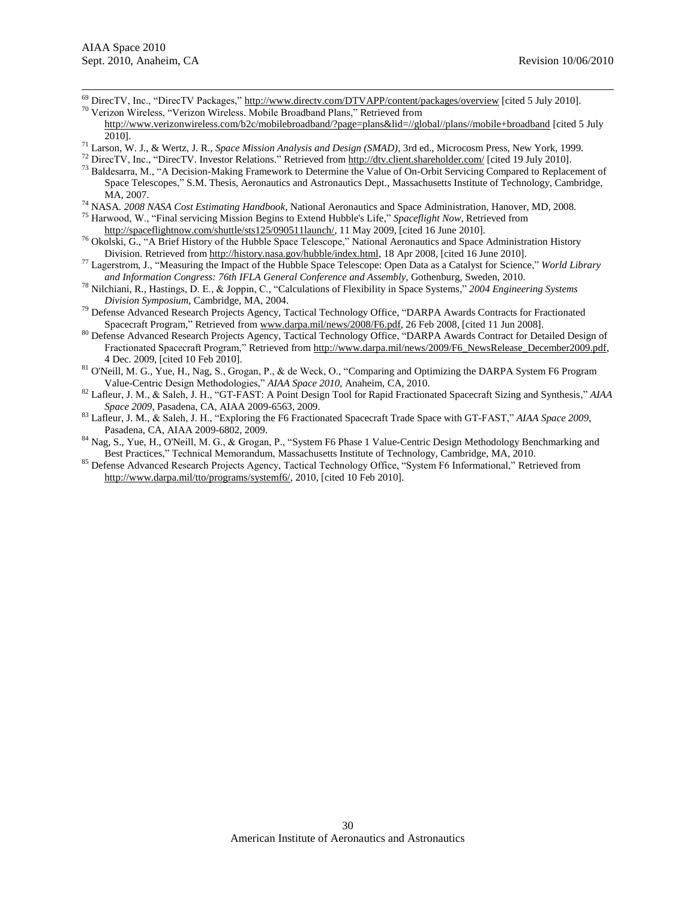[69] DirecTV, Inc., "DirecTV Packages," http://www.directv.com/DTVAPP/content/packages/overview [cited 5 July 2010].

[70] Verizon Wireless, "Verizon Wireless. Mobile Broadband Plans," Retrieved from http://www.verizonwireless.com/b2c/mobilebroadband/?page=plans&lid=//global//plans//mobile+broadband [cited 5 July 2010].

[71] Larson, W. J., & Wertz, J. R., *Space Mission Analysis and Design (SMAD)*, 3rd ed., Microcosm Press, New York, 1999.

[72] DirecTV, Inc., "DirecTV. Investor Relations." Retrieved from http://dtv.client.shareholder.com/ [cited 19 July 2010].

[73] Baldesarra, M., "A Decision-Making Framework to Determine the Value of On-Orbit Servicing Compared to Replacement of Space Telescopes," S.M. Thesis, Aeronautics and Astronautics Dept., Massachusetts Institute of Technology, Cambridge, MA, 2007.

[74] NASA. *2008 NASA Cost Estimating Handbook*, National Aeronautics and Space Administration, Hanover, MD, 2008.

[75] Harwood, W., "Final servicing Mission Begins to Extend Hubble's Life," *Spaceflight Now*, Retrieved from http://spaceflightnow.com/shuttle/sts125/090511launch/, 11 May 2009, [cited 16 June 2010].

[76] Okolski, G., "A Brief History of the Hubble Space Telescope," National Aeronautics and Space Administration History Division. Retrieved from http://history.nasa.gov/hubble/index.html, 18 Apr 2008, [cited 16 June 2010].

[77] Lagerstrom, J., "Measuring the Impact of the Hubble Space Telescope: Open Data as a Catalyst for Science," *World Library and Information Congress: 76th IFLA General Conference and Assembly*, Gothenburg, Sweden, 2010.

[78] Nilchiani, R., Hastings, D. E., & Joppin, C., "Calculations of Flexibility in Space Systems," *2004 Engineering Systems Division Symposium*, Cambridge, MA, 2004.

[79] Defense Advanced Research Projects Agency, Tactical Technology Office, "DARPA Awards Contracts for Fractionated Spacecraft Program," Retrieved from www.darpa.mil/news/2008/F6.pdf, 26 Feb 2008, [cited 11 Jun 2008].

[80] Defense Advanced Research Projects Agency, Tactical Technology Office, "DARPA Awards Contract for Detailed Design of Fractionated Spacecraft Program," Retrieved from http://www.darpa.mil/news/2009/F6_NewsRelease_December2009.pdf, 4 Dec. 2009, [cited 10 Feb 2010].

[81] O'Neill, M. G., Yue, H., Nag, S., Grogan, P., & de Weck, O., "Comparing and Optimizing the DARPA System F6 Program Value-Centric Design Methodologies," *AIAA Space 2010*, Anaheim, CA, 2010.

[82] Lafleur, J. M., & Saleh, J. H., "GT-FAST: A Point Design Tool for Rapid Fractionated Spacecraft Sizing and Synthesis," *AIAA Space 2009*, Pasadena, CA, AIAA 2009-6563, 2009.

[83] Lafleur, J. M., & Saleh, J. H., "Exploring the F6 Fractionated Spacecraft Trade Space with GT-FAST," *AIAA Space 2009*, Pasadena, CA, AIAA 2009-6802, 2009.

[84] Nag, S., Yue, H., O'Neill, M. G., & Grogan, P., "System F6 Phase 1 Value-Centric Design Methodology Benchmarking and Best Practices," Technical Memorandum, Massachusetts Institute of Technology, Cambridge, MA, 2010.

[85] Defense Advanced Research Projects Agency, Tactical Technology Office, "System F6 Informational," Retrieved from http://www.darpa.mil/tto/programs/systemf6/, 2010, [cited 10 Feb 2010].